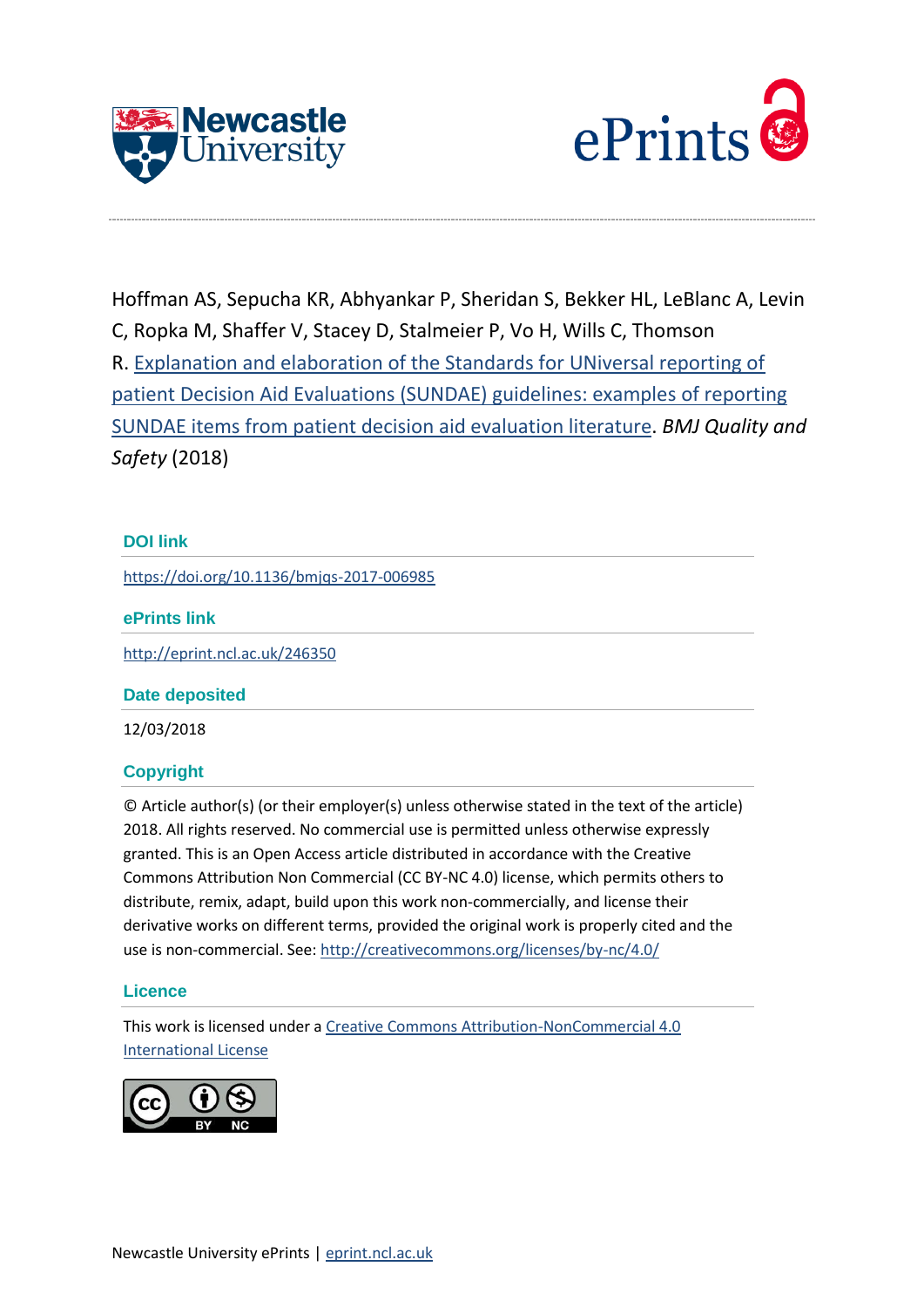Hoffman AS, Sepucha KR, Abhyankar P, Sheridan S, Bekker HL, LeBlanc A, Levin C, Ropka M, Shaffer V, Stacey D, Stalmeier P, Vo H, Wills C, Thomson R. [Explanation and elaboration of the Standards for UNiversal reporting of patient Decision Aid Evaluations (SUNDAE) guidelines: examples of reporting SUNDAE items from patient decision aid evaluation literature](https://doi.org/10.1136/bmjqs-2017-006985). *BMJ Quality and Safety* (2018)

## DOI link

https://doi.org/10.1136/bmjqs-2017-006985

## ePrints link

http://eprint.ncl.ac.uk/246350

## Date deposited

12/03/2018

## Copyright

© Article author(s) (or their employer(s) unless otherwise stated in the text of the article) 2018. All rights reserved. No commercial use is permitted unless otherwise expressly granted. This is an Open Access article distributed in accordance with the Creative Commons Attribution Non Commercial (CC BY-NC 4.0) license, which permits others to distribute, remix, adapt, build upon this work non-commercially, and license their derivative works on different terms, provided the original work is properly cited and the use is non-commercial. See: http://creativecommons.org/licenses/by-nc/4.0/

## Licence

This work is licensed under a [Creative Commons Attribution-NonCommercial 4.0 International License](http://creativecommons.org/licenses/by-nc/4.0/)

Newcastle University ePrints | eprint.ncl.ac.uk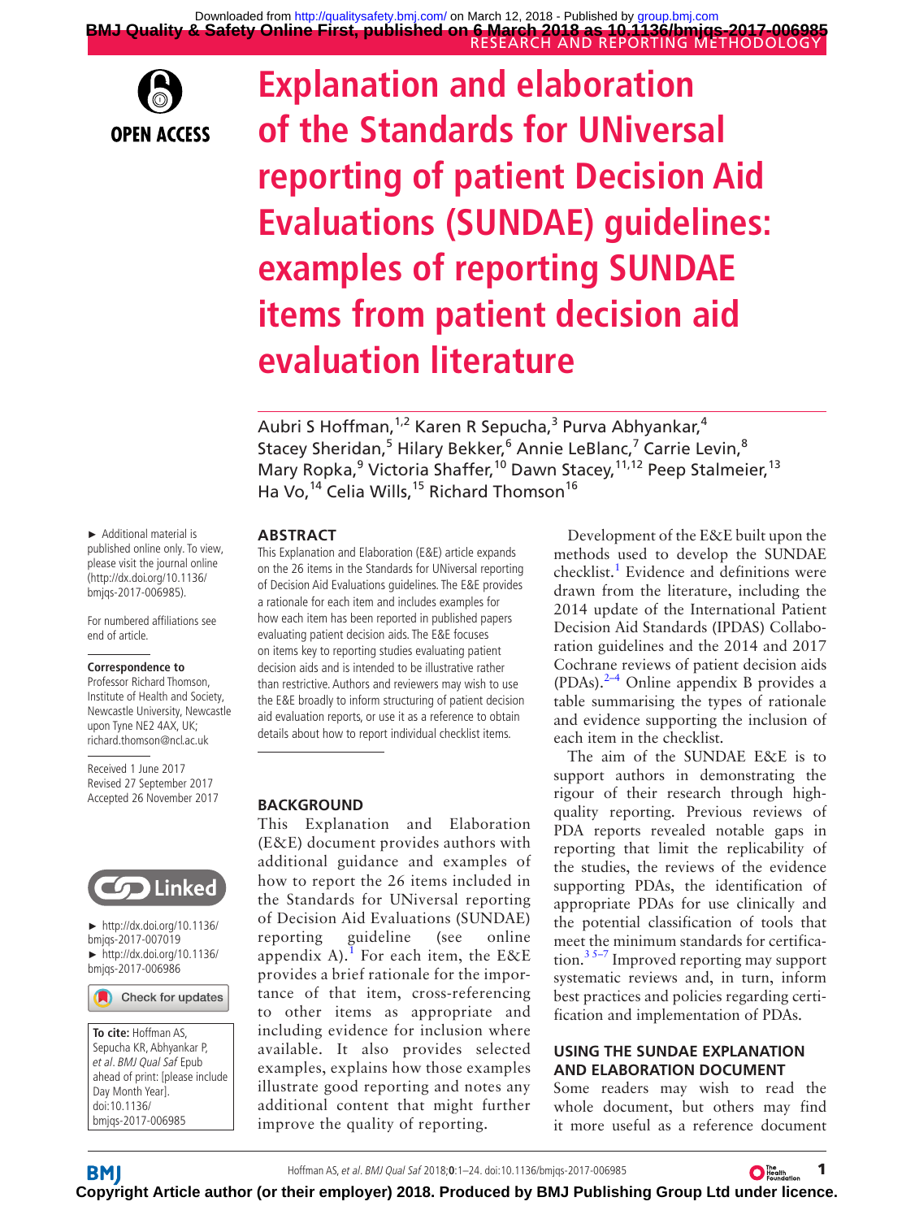# Explanation and elaboration of the Standards for UNiversal reporting of patient Decision Aid Evaluations (SUNDAE) guidelines: examples of reporting SUNDAE items from patient decision aid evaluation literature

Aubri S Hoffman,[1,2] Karen R Sepucha,[3] Purva Abhyankar,[4] Stacey Sheridan,[5] Hilary Bekker,[6] Annie LeBlanc,[7] Carrie Levin,[8] Mary Ropka,[9] Victoria Shaffer,[10] Dawn Stacey,[11,12] Peep Stalmeier,[13] Ha Vo,[14] Celia Wills,[15] Richard Thomson[16]

► Additional material is published online only. To view, please visit the journal online (http://dx.doi.org/10.1136/bmjqs-2017-006985).

For numbered affiliations see end of article.

**Correspondence to**
Professor Richard Thomson, Institute of Health and Society, Newcastle University, Newcastle upon Tyne NE2 4AX, UK; richard.thomson@ncl.ac.uk

Received 1 June 2017
Revised 27 September 2017
Accepted 26 November 2017

► http://dx.doi.org/10.1136/bmjqs-2017-007019
► http://dx.doi.org/10.1136/bmjqs-2017-006986

**To cite:** Hoffman AS, Sepucha KR, Abhyankar P, *et al*. *BMJ Qual Saf* Epub ahead of print: [please include Day Month Year]. doi:10.1136/bmjqs-2017-006985

## ABSTRACT

This Explanation and Elaboration (E&E) article expands on the 26 items in the Standards for UNiversal reporting of Decision Aid Evaluations guidelines. The E&E provides a rationale for each item and includes examples for how each item has been reported in published papers evaluating patient decision aids. The E&E focuses on items key to reporting studies evaluating patient decision aids and is intended to be illustrative rather than restrictive. Authors and reviewers may wish to use the E&E broadly to inform structuring of patient decision aid evaluation reports, or use it as a reference to obtain details about how to report individual checklist items.

## BACKGROUND

This Explanation and Elaboration (E&E) document provides authors with additional guidance and examples of how to report the 26 items included in the Standards for UNiversal reporting of Decision Aid Evaluations (SUNDAE) reporting guideline (see online appendix A).[1] For each item, the E&E provides a brief rationale for the importance of that item, cross-referencing to other items as appropriate and including evidence for inclusion where available. It also provides selected examples, explains how those examples illustrate good reporting and notes any additional content that might further improve the quality of reporting.

Development of the E&E built upon the methods used to develop the SUNDAE checklist.[1] Evidence and definitions were drawn from the literature, including the 2014 update of the International Patient Decision Aid Standards (IPDAS) Collaboration guidelines and the 2014 and 2017 Cochrane reviews of patient decision aids (PDAs).[2–4] Online appendix B provides a table summarising the types of rationale and evidence supporting the inclusion of each item in the checklist.

The aim of the SUNDAE E&E is to support authors in demonstrating the rigour of their research through high-quality reporting. Previous reviews of PDA reports revealed notable gaps in reporting that limit the replicability of the studies, the reviews of the evidence supporting PDAs, the identification of appropriate PDAs for use clinically and the potential classification of tools that meet the minimum standards for certification.[3 5–7] Improved reporting may support systematic reviews and, in turn, inform best practices and policies regarding certification and implementation of PDAs.

## USING THE SUNDAE EXPLANATION AND ELABORATION DOCUMENT

Some readers may wish to read the whole document, but others may find it more useful as a reference document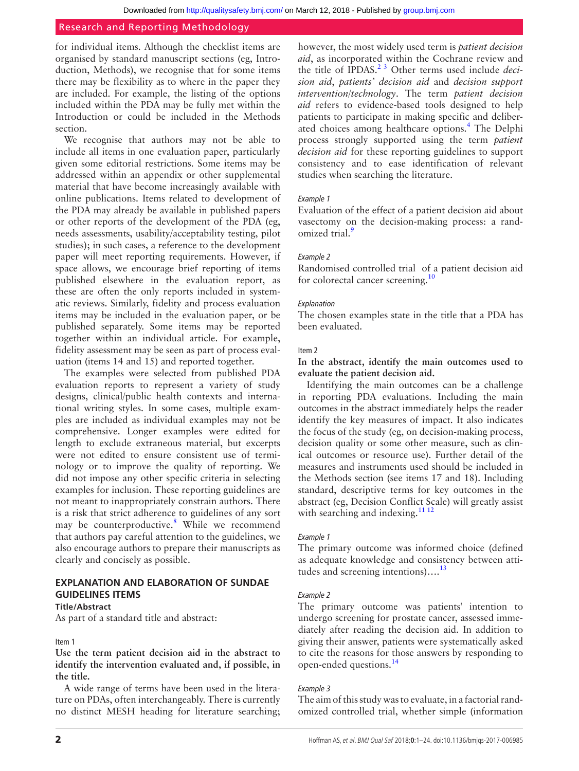for individual items. Although the checklist items are organised by standard manuscript sections (eg, Introduction, Methods), we recognise that for some items there may be flexibility as to where in the paper they are included. For example, the listing of the options included within the PDA may be fully met within the Introduction or could be included in the Methods section.

We recognise that authors may not be able to include all items in one evaluation paper, particularly given some editorial restrictions. Some items may be addressed within an appendix or other supplemental material that have become increasingly available with online publications. Items related to development of the PDA may already be available in published papers or other reports of the development of the PDA (eg, needs assessments, usability/acceptability testing, pilot studies); in such cases, a reference to the development paper will meet reporting requirements. However, if space allows, we encourage brief reporting of items published elsewhere in the evaluation report, as these are often the only reports included in systematic reviews. Similarly, fidelity and process evaluation items may be included in the evaluation paper, or be published separately. Some items may be reported together within an individual article. For example, fidelity assessment may be seen as part of process evaluation (items 14 and 15) and reported together.

The examples were selected from published PDA evaluation reports to represent a variety of study designs, clinical/public health contexts and international writing styles. In some cases, multiple examples are included as individual examples may not be comprehensive. Longer examples were edited for length to exclude extraneous material, but excerpts were not edited to ensure consistent use of terminology or to improve the quality of reporting. We did not impose any other specific criteria in selecting examples for inclusion. These reporting guidelines are not meant to inappropriately constrain authors. There is a risk that strict adherence to guidelines of any sort may be counterproductive.[8] While we recommend that authors pay careful attention to the guidelines, we also encourage authors to prepare their manuscripts as clearly and concisely as possible.

## EXPLANATION AND ELABORATION OF SUNDAE GUIDELINES ITEMS

### Title/Abstract

As part of a standard title and abstract:

Item 1

**Use the term patient decision aid in the abstract to identify the intervention evaluated and, if possible, in the title.**

A wide range of terms have been used in the literature on PDAs, often interchangeably. There is currently no distinct MESH heading for literature searching; however, the most widely used term is *patient decision aid*, as incorporated within the Cochrane review and the title of IPDAS.[2,3] Other terms used include *decision aid*, *patients' decision aid* and *decision support intervention/technology*. The term *patient decision aid* refers to evidence-based tools designed to help patients to participate in making specific and deliberated choices among healthcare options.[4] The Delphi process strongly supported using the term *patient decision aid* for these reporting guidelines to support consistency and to ease identification of relevant studies when searching the literature.

*Example 1*

Evaluation of the effect of a patient decision aid about vasectomy on the decision-making process: a randomized trial.[9]

*Example 2*

Randomised controlled trial of a patient decision aid for colorectal cancer screening.[10]

*Explanation*

The chosen examples state in the title that a PDA has been evaluated.

Item 2

**In the abstract, identify the main outcomes used to evaluate the patient decision aid.**

Identifying the main outcomes can be a challenge in reporting PDA evaluations. Including the main outcomes in the abstract immediately helps the reader identify the key measures of impact. It also indicates the focus of the study (eg, on decision-making process, decision quality or some other measure, such as clinical outcomes or resource use). Further detail of the measures and instruments used should be included in the Methods section (see items 17 and 18). Including standard, descriptive terms for key outcomes in the abstract (eg, Decision Conflict Scale) will greatly assist with searching and indexing.[11,12]

*Example 1*

The primary outcome was informed choice (defined as adequate knowledge and consistency between attitudes and screening intentions)….[13]

*Example 2*

The primary outcome was patients' intention to undergo screening for prostate cancer, assessed immediately after reading the decision aid. In addition to giving their answer, patients were systematically asked to cite the reasons for those answers by responding to open-ended questions.[14]

*Example 3*

The aim of this study was to evaluate, in a factorial randomized controlled trial, whether simple (information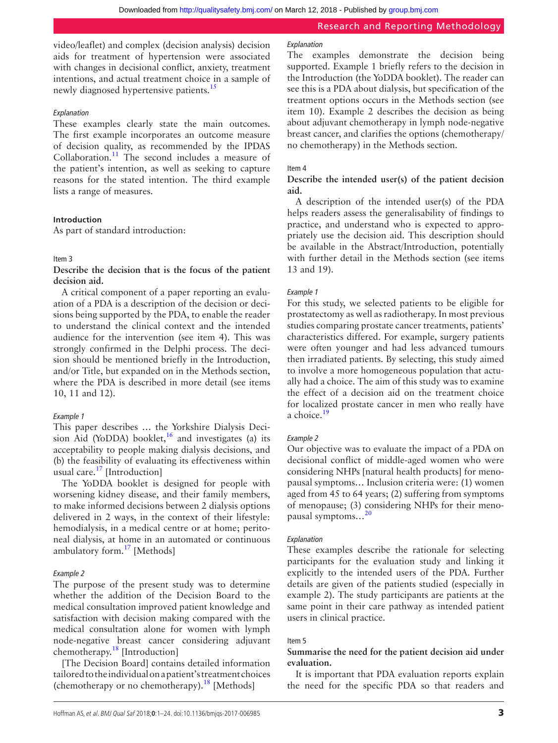video/leaflet) and complex (decision analysis) decision aids for treatment of hypertension were associated with changes in decisional conflict, anxiety, treatment intentions, and actual treatment choice in a sample of newly diagnosed hypertensive patients.[15]

*Explanation*

These examples clearly state the main outcomes. The first example incorporates an outcome measure of decision quality, as recommended by the IPDAS Collaboration.[11] The second includes a measure of the patient's intention, as well as seeking to capture reasons for the stated intention. The third example lists a range of measures.

### Introduction

As part of standard introduction:

Item 3

**Describe the decision that is the focus of the patient decision aid.**

A critical component of a paper reporting an evaluation of a PDA is a description of the decision or decisions being supported by the PDA, to enable the reader to understand the clinical context and the intended audience for the intervention (see item 4). This was strongly confirmed in the Delphi process. The decision should be mentioned briefly in the Introduction, and/or Title, but expanded on in the Methods section, where the PDA is described in more detail (see items 10, 11 and 12).

*Example 1*

This paper describes … the Yorkshire Dialysis Decision Aid (YoDDA) booklet,[16] and investigates (a) its acceptability to people making dialysis decisions, and (b) the feasibility of evaluating its effectiveness within usual care.[17] [Introduction]

The YoDDA booklet is designed for people with worsening kidney disease, and their family members, to make informed decisions between 2 dialysis options delivered in 2 ways, in the context of their lifestyle: hemodialysis, in a medical centre or at home; peritoneal dialysis, at home in an automated or continuous ambulatory form.[17] [Methods]

*Example 2*

The purpose of the present study was to determine whether the addition of the Decision Board to the medical consultation improved patient knowledge and satisfaction with decision making compared with the medical consultation alone for women with lymph node-negative breast cancer considering adjuvant chemotherapy.[18] [Introduction]

[The Decision Board] contains detailed information tailored to the individual on a patient's treatment choices (chemotherapy or no chemotherapy).[18] [Methods]

*Explanation*

The examples demonstrate the decision being supported. Example 1 briefly refers to the decision in the Introduction (the YoDDA booklet). The reader can see this is a PDA about dialysis, but specification of the treatment options occurs in the Methods section (see item 10). Example 2 describes the decision as being about adjuvant chemotherapy in lymph node-negative breast cancer, and clarifies the options (chemotherapy/no chemotherapy) in the Methods section.

Item 4

**Describe the intended user(s) of the patient decision aid.**

A description of the intended user(s) of the PDA helps readers assess the generalisability of findings to practice, and understand who is expected to appropriately use the decision aid. This description should be available in the Abstract/Introduction, potentially with further detail in the Methods section (see items 13 and 19).

*Example 1*

For this study, we selected patients to be eligible for prostatectomy as well as radiotherapy. In most previous studies comparing prostate cancer treatments, patients' characteristics differed. For example, surgery patients were often younger and had less advanced tumours then irradiated patients. By selecting, this study aimed to involve a more homogeneous population that actually had a choice. The aim of this study was to examine the effect of a decision aid on the treatment choice for localized prostate cancer in men who really have a choice.[19]

*Example 2*

Our objective was to evaluate the impact of a PDA on decisional conflict of middle-aged women who were considering NHPs [natural health products] for menopausal symptoms… Inclusion criteria were: (1) women aged from 45 to 64 years; (2) suffering from symptoms of menopause; (3) considering NHPs for their menopausal symptoms…[20]

*Explanation*

These examples describe the rationale for selecting participants for the evaluation study and linking it explicitly to the intended users of the PDA. Further details are given of the patients studied (especially in example 2). The study participants are patients at the same point in their care pathway as intended patient users in clinical practice.

Item 5

**Summarise the need for the patient decision aid under evaluation.**

It is important that PDA evaluation reports explain the need for the specific PDA so that readers and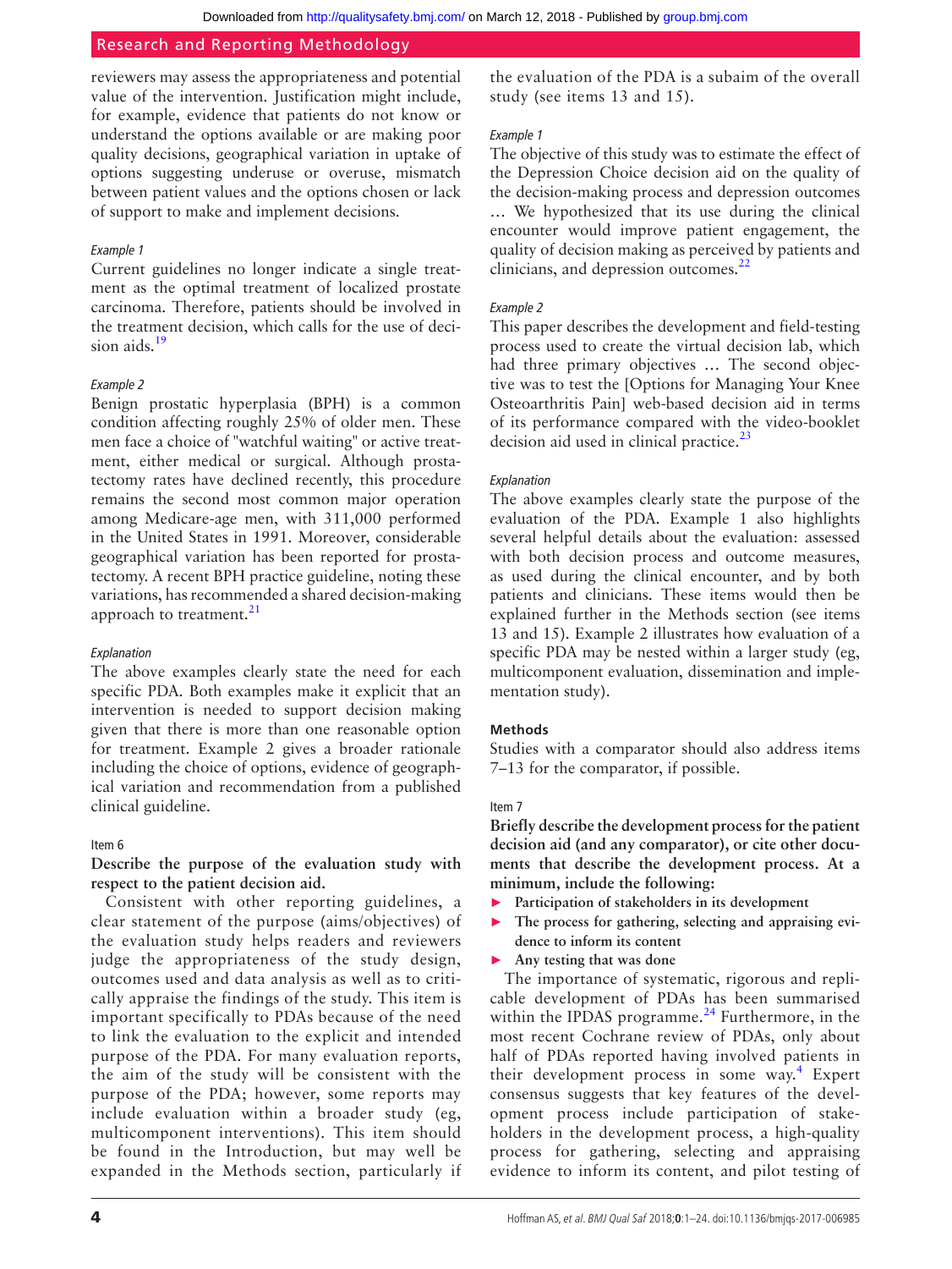reviewers may assess the appropriateness and potential value of the intervention. Justification might include, for example, evidence that patients do not know or understand the options available or are making poor quality decisions, geographical variation in uptake of options suggesting underuse or overuse, mismatch between patient values and the options chosen or lack of support to make and implement decisions.

*Example 1*

Current guidelines no longer indicate a single treatment as the optimal treatment of localized prostate carcinoma. Therefore, patients should be involved in the treatment decision, which calls for the use of decision aids.[19]

*Example 2*

Benign prostatic hyperplasia (BPH) is a common condition affecting roughly 25% of older men. These men face a choice of "watchful waiting" or active treatment, either medical or surgical. Although prostatectomy rates have declined recently, this procedure remains the second most common major operation among Medicare-age men, with 311,000 performed in the United States in 1991. Moreover, considerable geographical variation has been reported for prostatectomy. A recent BPH practice guideline, noting these variations, has recommended a shared decision-making approach to treatment.[21]

*Explanation*

The above examples clearly state the need for each specific PDA. Both examples make it explicit that an intervention is needed to support decision making given that there is more than one reasonable option for treatment. Example 2 gives a broader rationale including the choice of options, evidence of geographical variation and recommendation from a published clinical guideline.

Item 6

**Describe the purpose of the evaluation study with respect to the patient decision aid.**

Consistent with other reporting guidelines, a clear statement of the purpose (aims/objectives) of the evaluation study helps readers and reviewers judge the appropriateness of the study design, outcomes used and data analysis as well as to critically appraise the findings of the study. This item is important specifically to PDAs because of the need to link the evaluation to the explicit and intended purpose of the PDA. For many evaluation reports, the aim of the study will be consistent with the purpose of the PDA; however, some reports may include evaluation within a broader study (eg, multicomponent interventions). This item should be found in the Introduction, but may well be expanded in the Methods section, particularly if the evaluation of the PDA is a subaim of the overall study (see items 13 and 15).

*Example 1*

The objective of this study was to estimate the effect of the Depression Choice decision aid on the quality of the decision-making process and depression outcomes … We hypothesized that its use during the clinical encounter would improve patient engagement, the quality of decision making as perceived by patients and clinicians, and depression outcomes.[22]

*Example 2*

This paper describes the development and field-testing process used to create the virtual decision lab, which had three primary objectives … The second objective was to test the [Options for Managing Your Knee Osteoarthritis Pain] web-based decision aid in terms of its performance compared with the video-booklet decision aid used in clinical practice.[23]

*Explanation*

The above examples clearly state the purpose of the evaluation of the PDA. Example 1 also highlights several helpful details about the evaluation: assessed with both decision process and outcome measures, as used during the clinical encounter, and by both patients and clinicians. These items would then be explained further in the Methods section (see items 13 and 15). Example 2 illustrates how evaluation of a specific PDA may be nested within a larger study (eg, multicomponent evaluation, dissemination and implementation study).

## Methods

Studies with a comparator should also address items 7–13 for the comparator, if possible.

Item 7

**Briefly describe the development process for the patient decision aid (and any comparator), or cite other documents that describe the development process. At a minimum, include the following:**

- **Participation of stakeholders in its development**
- **The process for gathering, selecting and appraising evidence to inform its content**
- **Any testing that was done**

The importance of systematic, rigorous and replicable development of PDAs has been summarised within the IPDAS programme.[24] Furthermore, in the most recent Cochrane review of PDAs, only about half of PDAs reported having involved patients in their development process in some way.[4] Expert consensus suggests that key features of the development process include participation of stakeholders in the development process, a high-quality process for gathering, selecting and appraising evidence to inform its content, and pilot testing of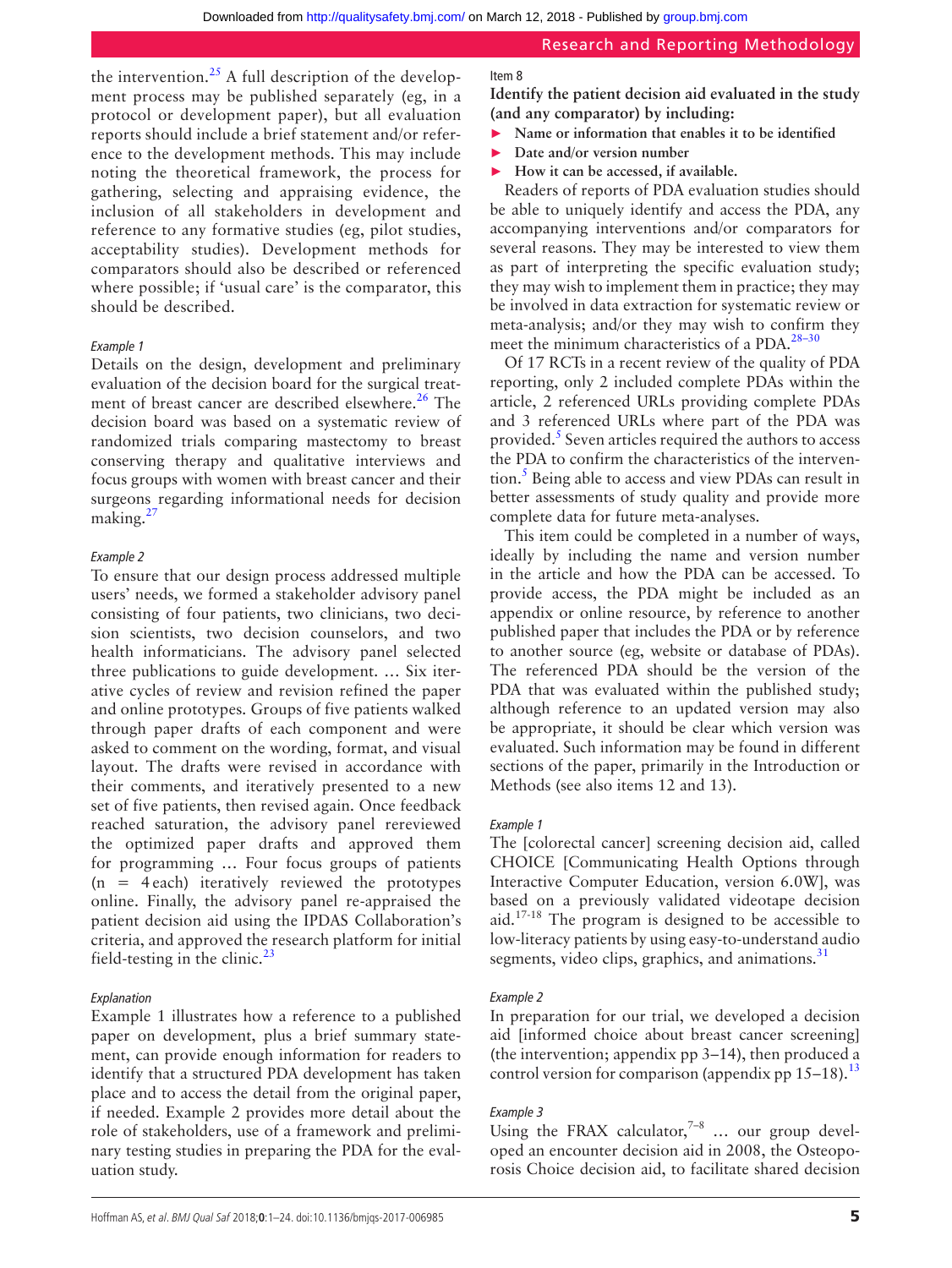the intervention.[25] A full description of the development process may be published separately (eg, in a protocol or development paper), but all evaluation reports should include a brief statement and/or reference to the development methods. This may include noting the theoretical framework, the process for gathering, selecting and appraising evidence, the inclusion of all stakeholders in development and reference to any formative studies (eg, pilot studies, acceptability studies). Development methods for comparators should also be described or referenced where possible; if 'usual care' is the comparator, this should be described.

*Example 1*

Details on the design, development and preliminary evaluation of the decision board for the surgical treatment of breast cancer are described elsewhere.[26] The decision board was based on a systematic review of randomized trials comparing mastectomy to breast conserving therapy and qualitative interviews and focus groups with women with breast cancer and their surgeons regarding informational needs for decision making.[27]

*Example 2*

To ensure that our design process addressed multiple users' needs, we formed a stakeholder advisory panel consisting of four patients, two clinicians, two decision scientists, two decision counselors, and two health informaticians. The advisory panel selected three publications to guide development. … Six iterative cycles of review and revision refined the paper and online prototypes. Groups of five patients walked through paper drafts of each component and were asked to comment on the wording, format, and visual layout. The drafts were revised in accordance with their comments, and iteratively presented to a new set of five patients, then revised again. Once feedback reached saturation, the advisory panel rereviewed the optimized paper drafts and approved them for programming … Four focus groups of patients (n = 4 each) iteratively reviewed the prototypes online. Finally, the advisory panel re-appraised the patient decision aid using the IPDAS Collaboration's criteria, and approved the research platform for initial field-testing in the clinic.[23]

*Explanation*

Example 1 illustrates how a reference to a published paper on development, plus a brief summary statement, can provide enough information for readers to identify that a structured PDA development has taken place and to access the detail from the original paper, if needed. Example 2 provides more detail about the role of stakeholders, use of a framework and preliminary testing studies in preparing the PDA for the evaluation study.

Item 8

**Identify the patient decision aid evaluated in the study (and any comparator) by including:**

- **Name or information that enables it to be identified**
- **Date and/or version number**
- **How it can be accessed, if available.**

Readers of reports of PDA evaluation studies should be able to uniquely identify and access the PDA, any accompanying interventions and/or comparators for several reasons. They may be interested to view them as part of interpreting the specific evaluation study; they may wish to implement them in practice; they may be involved in data extraction for systematic review or meta-analysis; and/or they may wish to confirm they meet the minimum characteristics of a PDA.[28–30]

Of 17 RCTs in a recent review of the quality of PDA reporting, only 2 included complete PDAs within the article, 2 referenced URLs providing complete PDAs and 3 referenced URLs where part of the PDA was provided.[5] Seven articles required the authors to access the PDA to confirm the characteristics of the intervention.[5] Being able to access and view PDAs can result in better assessments of study quality and provide more complete data for future meta-analyses.

This item could be completed in a number of ways, ideally by including the name and version number in the article and how the PDA can be accessed. To provide access, the PDA might be included as an appendix or online resource, by reference to another published paper that includes the PDA or by reference to another source (eg, website or database of PDAs). The referenced PDA should be the version of the PDA that was evaluated within the published study; although reference to an updated version may also be appropriate, it should be clear which version was evaluated. Such information may be found in different sections of the paper, primarily in the Introduction or Methods (see also items 12 and 13).

*Example 1*

The [colorectal cancer] screening decision aid, called CHOICE [Communicating Health Options through Interactive Computer Education, version 6.0W], was based on a previously validated videotape decision aid.[17-18] The program is designed to be accessible to low-literacy patients by using easy-to-understand audio segments, video clips, graphics, and animations.[31]

*Example 2*

In preparation for our trial, we developed a decision aid [informed choice about breast cancer screening] (the intervention; appendix pp 3–14), then produced a control version for comparison (appendix pp 15–18).[13]

*Example 3*

Using the FRAX calculator,[7–8] … our group developed an encounter decision aid in 2008, the Osteoporosis Choice decision aid, to facilitate shared decision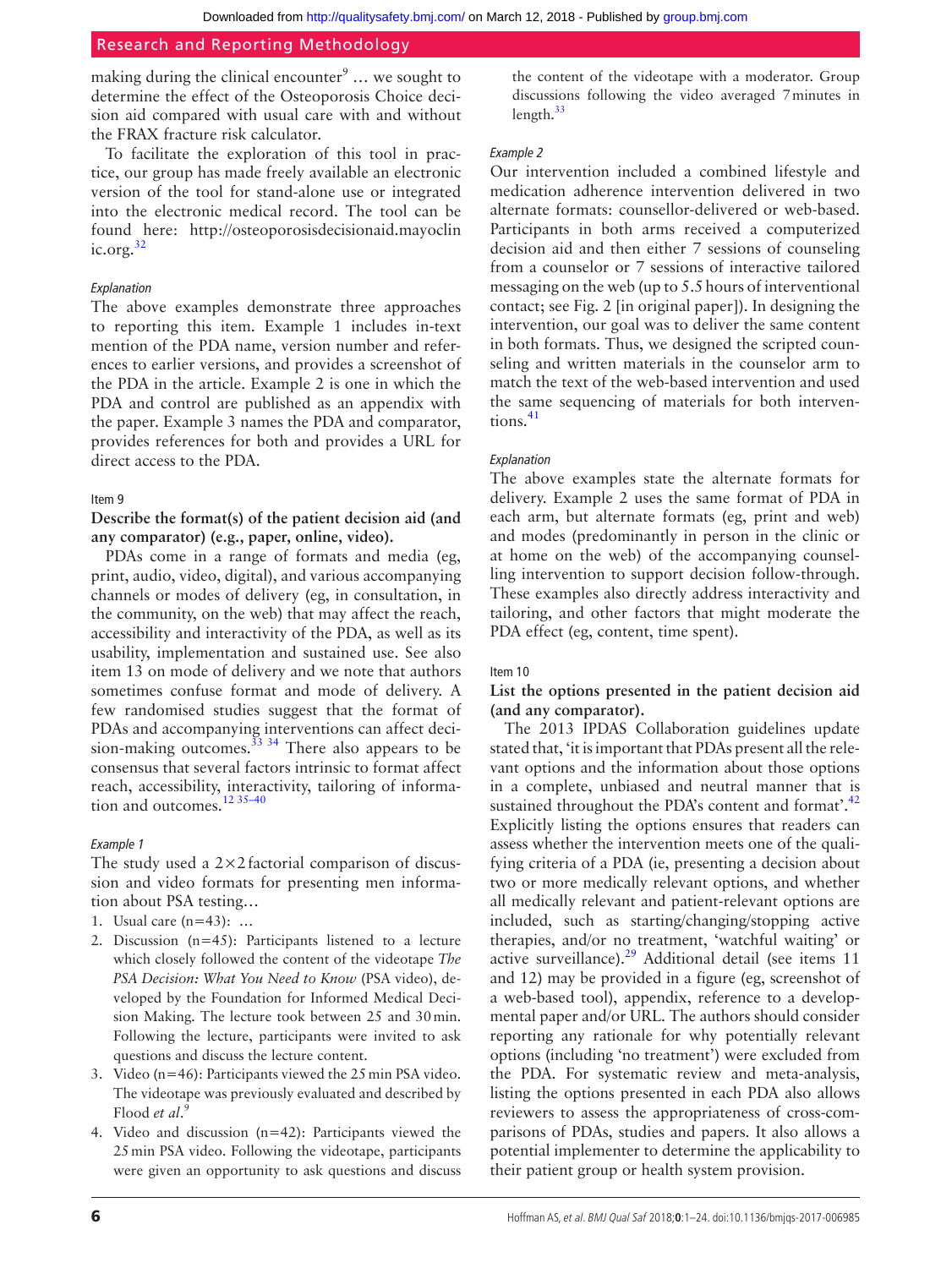making during the clinical encounter[9] … we sought to determine the effect of the Osteoporosis Choice decision aid compared with usual care with and without the FRAX fracture risk calculator.

To facilitate the exploration of this tool in practice, our group has made freely available an electronic version of the tool for stand-alone use or integrated into the electronic medical record. The tool can be found here: http://osteoporosisdecisionaid.mayoclinic.org.[32]

*Explanation*

The above examples demonstrate three approaches to reporting this item. Example 1 includes in-text mention of the PDA name, version number and references to earlier versions, and provides a screenshot of the PDA in the article. Example 2 is one in which the PDA and control are published as an appendix with the paper. Example 3 names the PDA and comparator, provides references for both and provides a URL for direct access to the PDA.

Item 9

**Describe the format(s) of the patient decision aid (and any comparator) (e.g., paper, online, video).**

PDAs come in a range of formats and media (eg, print, audio, video, digital), and various accompanying channels or modes of delivery (eg, in consultation, in the community, on the web) that may affect the reach, accessibility and interactivity of the PDA, as well as its usability, implementation and sustained use. See also item 13 on mode of delivery and we note that authors sometimes confuse format and mode of delivery. A few randomised studies suggest that the format of PDAs and accompanying interventions can affect decision-making outcomes.[33 34] There also appears to be consensus that several factors intrinsic to format affect reach, accessibility, interactivity, tailoring of information and outcomes.[12 35–40]

*Example 1*

The study used a 2×2 factorial comparison of discussion and video formats for presenting men information about PSA testing…

1. Usual care (n=43): …
2. Discussion (n=45): Participants listened to a lecture which closely followed the content of the videotape *The PSA Decision: What You Need to Know* (PSA video), developed by the Foundation for Informed Medical Decision Making. The lecture took between 25 and 30 min. Following the lecture, participants were invited to ask questions and discuss the lecture content.
3. Video (n=46): Participants viewed the 25 min PSA video. The videotape was previously evaluated and described by Flood *et al*.[9]
4. Video and discussion (n=42): Participants viewed the 25 min PSA video. Following the videotape, participants were given an opportunity to ask questions and discuss the content of the videotape with a moderator. Group discussions following the video averaged 7 minutes in length.[33]

*Example 2*

Our intervention included a combined lifestyle and medication adherence intervention delivered in two alternate formats: counsellor-delivered or web-based. Participants in both arms received a computerized decision aid and then either 7 sessions of counseling from a counselor or 7 sessions of interactive tailored messaging on the web (up to 5.5 hours of interventional contact; see Fig. 2 [in original paper]). In designing the intervention, our goal was to deliver the same content in both formats. Thus, we designed the scripted counseling and written materials in the counselor arm to match the text of the web-based intervention and used the same sequencing of materials for both interventions.[41]

*Explanation*

The above examples state the alternate formats for delivery. Example 2 uses the same format of PDA in each arm, but alternate formats (eg, print and web) and modes (predominantly in person in the clinic or at home on the web) of the accompanying counselling intervention to support decision follow-through. These examples also directly address interactivity and tailoring, and other factors that might moderate the PDA effect (eg, content, time spent).

Item 10

**List the options presented in the patient decision aid (and any comparator).**

The 2013 IPDAS Collaboration guidelines update stated that, 'it is important that PDAs present all the relevant options and the information about those options in a complete, unbiased and neutral manner that is sustained throughout the PDA's content and format'.[42] Explicitly listing the options ensures that readers can assess whether the intervention meets one of the qualifying criteria of a PDA (ie, presenting a decision about two or more medically relevant options, and whether all medically relevant and patient-relevant options are included, such as starting/changing/stopping active therapies, and/or no treatment, 'watchful waiting' or active surveillance).[29] Additional detail (see items 11 and 12) may be provided in a figure (eg, screenshot of a web-based tool), appendix, reference to a developmental paper and/or URL. The authors should consider reporting any rationale for why potentially relevant options (including 'no treatment') were excluded from the PDA. For systematic review and meta-analysis, listing the options presented in each PDA also allows reviewers to assess the appropriateness of cross-comparisons of PDAs, studies and papers. It also allows a potential implementer to determine the applicability to their patient group or health system provision.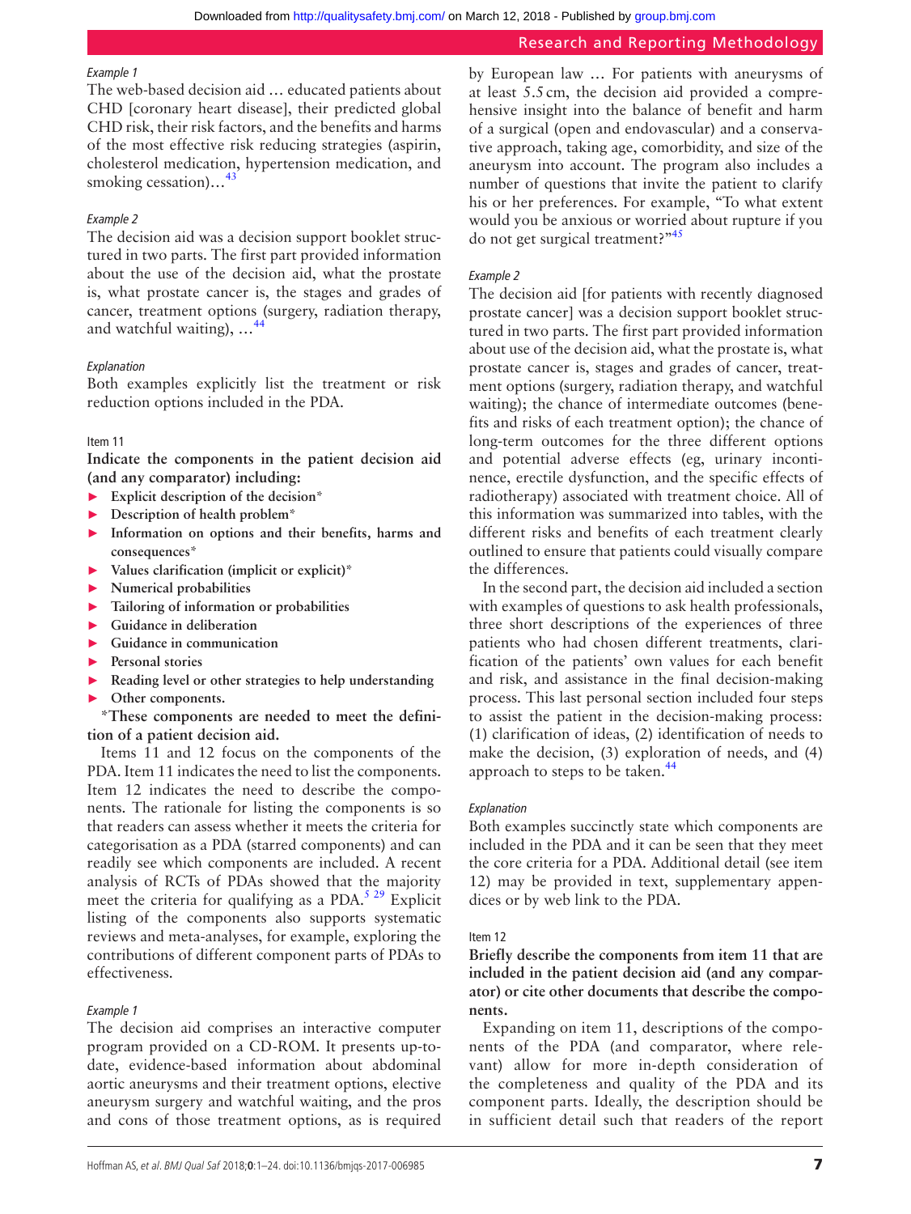*Example 1*

The web-based decision aid … educated patients about CHD [coronary heart disease], their predicted global CHD risk, their risk factors, and the benefits and harms of the most effective risk reducing strategies (aspirin, cholesterol medication, hypertension medication, and smoking cessation)…[43]

*Example 2*

The decision aid was a decision support booklet structured in two parts. The first part provided information about the use of the decision aid, what the prostate is, what prostate cancer is, the stages and grades of cancer, treatment options (surgery, radiation therapy, and watchful waiting), …[44]

*Explanation*

Both examples explicitly list the treatment or risk reduction options included in the PDA.

Item 11

**Indicate the components in the patient decision aid (and any comparator) including:**

- **Explicit description of the decision***
- **Description of health problem***
- **Information on options and their benefits, harms and consequences***
- **Values clarification (implicit or explicit)***
- **Numerical probabilities**
- **Tailoring of information or probabilities**
- **Guidance in deliberation**
- **Guidance in communication**
- **Personal stories**
- **Reading level or other strategies to help understanding**
- **Other components.**

***These components are needed to meet the definition of a patient decision aid.**

Items 11 and 12 focus on the components of the PDA. Item 11 indicates the need to list the components. Item 12 indicates the need to describe the components. The rationale for listing the components is so that readers can assess whether it meets the criteria for categorisation as a PDA (starred components) and can readily see which components are included. A recent analysis of RCTs of PDAs showed that the majority meet the criteria for qualifying as a PDA.[5 29] Explicit listing of the components also supports systematic reviews and meta-analyses, for example, exploring the contributions of different component parts of PDAs to effectiveness.

*Example 1*

The decision aid comprises an interactive computer program provided on a CD-ROM. It presents up-to-date, evidence-based information about abdominal aortic aneurysms and their treatment options, elective aneurysm surgery and watchful waiting, and the pros and cons of those treatment options, as is required by European law … For patients with aneurysms of at least 5.5 cm, the decision aid provided a comprehensive insight into the balance of benefit and harm of a surgical (open and endovascular) and a conservative approach, taking age, comorbidity, and size of the aneurysm into account. The program also includes a number of questions that invite the patient to clarify his or her preferences. For example, "To what extent would you be anxious or worried about rupture if you do not get surgical treatment?"[45]

*Example 2*

The decision aid [for patients with recently diagnosed prostate cancer] was a decision support booklet structured in two parts. The first part provided information about use of the decision aid, what the prostate is, what prostate cancer is, stages and grades of cancer, treatment options (surgery, radiation therapy, and watchful waiting); the chance of intermediate outcomes (benefits and risks of each treatment option); the chance of long-term outcomes for the three different options and potential adverse effects (eg, urinary incontinence, erectile dysfunction, and the specific effects of radiotherapy) associated with treatment choice. All of this information was summarized into tables, with the different risks and benefits of each treatment clearly outlined to ensure that patients could visually compare the differences.

In the second part, the decision aid included a section with examples of questions to ask health professionals, three short descriptions of the experiences of three patients who had chosen different treatments, clarification of the patients' own values for each benefit and risk, and assistance in the final decision-making process. This last personal section included four steps to assist the patient in the decision-making process: (1) clarification of ideas, (2) identification of needs to make the decision, (3) exploration of needs, and (4) approach to steps to be taken.[44]

*Explanation*

Both examples succinctly state which components are included in the PDA and it can be seen that they meet the core criteria for a PDA. Additional detail (see item 12) may be provided in text, supplementary appendices or by web link to the PDA.

Item 12

**Briefly describe the components from item 11 that are included in the patient decision aid (and any comparator) or cite other documents that describe the components.**

Expanding on item 11, descriptions of the components of the PDA (and comparator, where relevant) allow for more in-depth consideration of the completeness and quality of the PDA and its component parts. Ideally, the description should be in sufficient detail such that readers of the report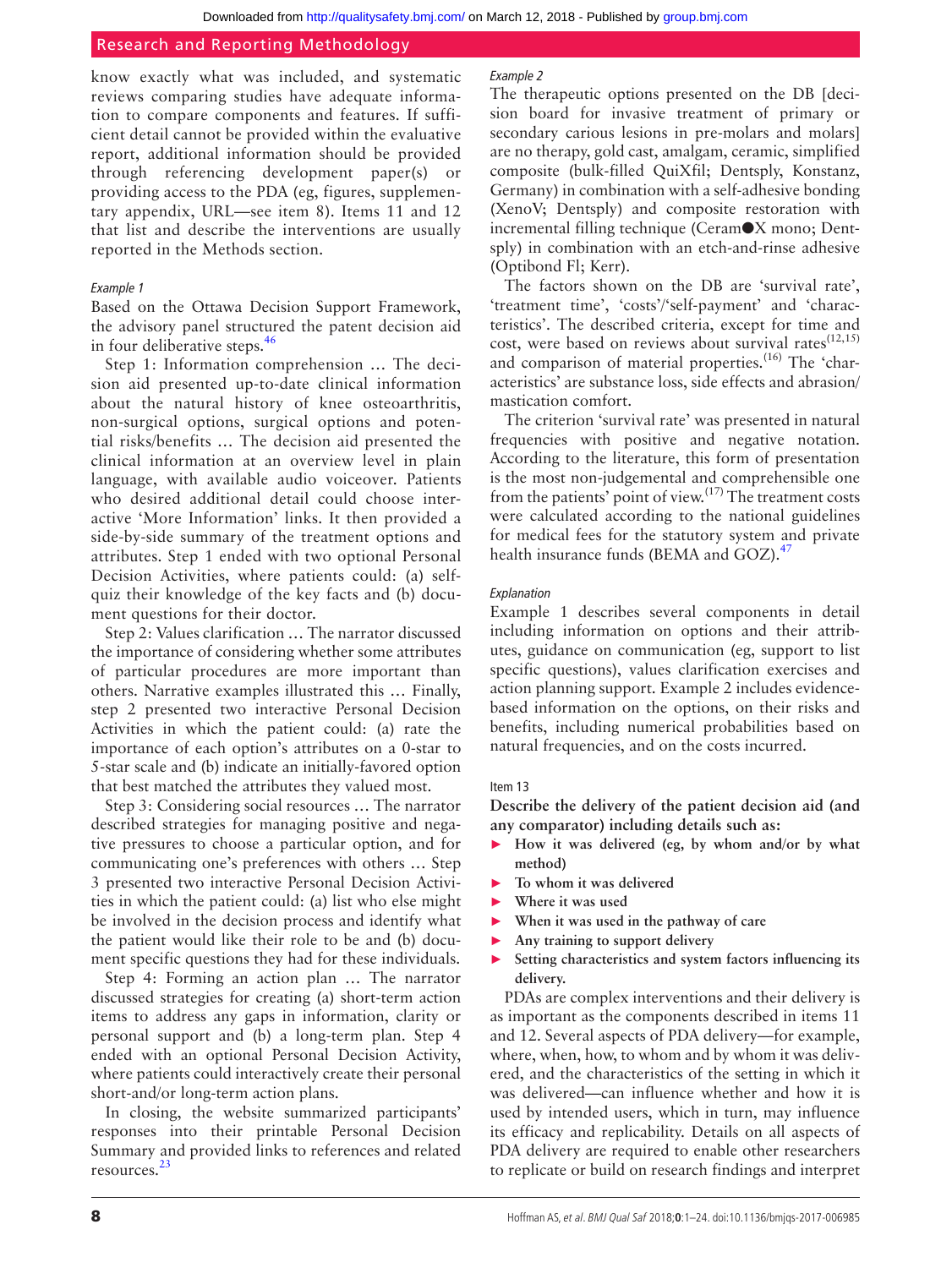know exactly what was included, and systematic reviews comparing studies have adequate information to compare components and features. If sufficient detail cannot be provided within the evaluative report, additional information should be provided through referencing development paper(s) or providing access to the PDA (eg, figures, supplementary appendix, URL—see item 8). Items 11 and 12 that list and describe the interventions are usually reported in the Methods section.

*Example 1*

Based on the Ottawa Decision Support Framework, the advisory panel structured the patent decision aid in four deliberative steps.[46]

Step 1: Information comprehension … The decision aid presented up-to-date clinical information about the natural history of knee osteoarthritis, non-surgical options, surgical options and potential risks/benefits … The decision aid presented the clinical information at an overview level in plain language, with available audio voiceover. Patients who desired additional detail could choose interactive 'More Information' links. It then provided a side-by-side summary of the treatment options and attributes. Step 1 ended with two optional Personal Decision Activities, where patients could: (a) self-quiz their knowledge of the key facts and (b) document questions for their doctor.

Step 2: Values clarification … The narrator discussed the importance of considering whether some attributes of particular procedures are more important than others. Narrative examples illustrated this … Finally, step 2 presented two interactive Personal Decision Activities in which the patient could: (a) rate the importance of each option's attributes on a 0-star to 5-star scale and (b) indicate an initially-favored option that best matched the attributes they valued most.

Step 3: Considering social resources … The narrator described strategies for managing positive and negative pressures to choose a particular option, and for communicating one's preferences with others … Step 3 presented two interactive Personal Decision Activities in which the patient could: (a) list who else might be involved in the decision process and identify what the patient would like their role to be and (b) document specific questions they had for these individuals.

Step 4: Forming an action plan … The narrator discussed strategies for creating (a) short-term action items to address any gaps in information, clarity or personal support and (b) a long-term plan. Step 4 ended with an optional Personal Decision Activity, where patients could interactively create their personal short-and/or long-term action plans.

In closing, the website summarized participants' responses into their printable Personal Decision Summary and provided links to references and related resources.[23]

*Example 2*

The therapeutic options presented on the DB [decision board for invasive treatment of primary or secondary carious lesions in pre-molars and molars] are no therapy, gold cast, amalgam, ceramic, simplified composite (bulk-filled QuiXfil; Dentsply, Konstanz, Germany) in combination with a self-adhesive bonding (XenoV; Dentsply) and composite restoration with incremental filling technique (Ceram●X mono; Dentsply) in combination with an etch-and-rinse adhesive (Optibond Fl; Kerr).

The factors shown on the DB are 'survival rate', 'treatment time', 'costs'/'self-payment' and 'characteristics'. The described criteria, except for time and cost, were based on reviews about survival rates(12,15) and comparison of material properties.(16) The 'characteristics' are substance loss, side effects and abrasion/mastication comfort.

The criterion 'survival rate' was presented in natural frequencies with positive and negative notation. According to the literature, this form of presentation is the most non-judgemental and comprehensible one from the patients' point of view.(17) The treatment costs were calculated according to the national guidelines for medical fees for the statutory system and private health insurance funds (BEMA and GOZ).[47]

*Explanation*

Example 1 describes several components in detail including information on options and their attributes, guidance on communication (eg, support to list specific questions), values clarification exercises and action planning support. Example 2 includes evidence-based information on the options, on their risks and benefits, including numerical probabilities based on natural frequencies, and on the costs incurred.

Item 13

**Describe the delivery of the patient decision aid (and any comparator) including details such as:**

- **How it was delivered (eg, by whom and/or by what method)**
- **To whom it was delivered**
- **Where it was used**
- **When it was used in the pathway of care**
- **Any training to support delivery**
- **Setting characteristics and system factors influencing its delivery.**

PDAs are complex interventions and their delivery is as important as the components described in items 11 and 12. Several aspects of PDA delivery—for example, where, when, how, to whom and by whom it was delivered, and the characteristics of the setting in which it was delivered—can influence whether and how it is used by intended users, which in turn, may influence its efficacy and replicability. Details on all aspects of PDA delivery are required to enable other researchers to replicate or build on research findings and interpret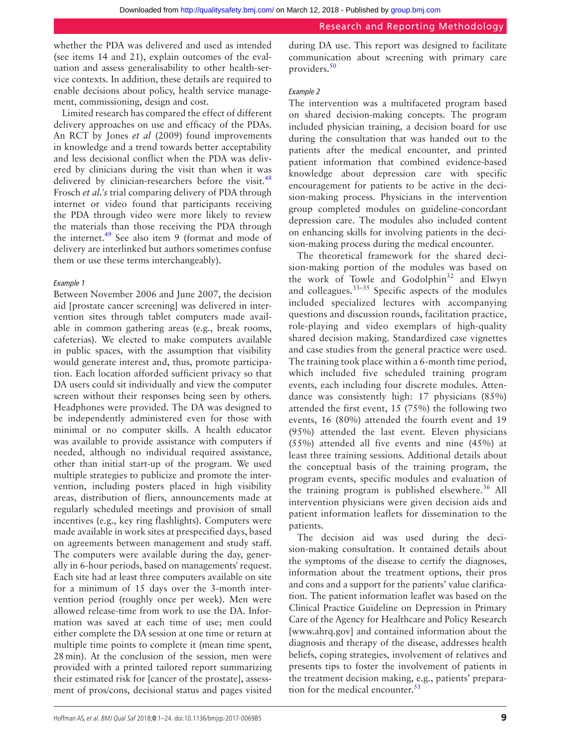whether the PDA was delivered and used as intended (see items 14 and 21), explain outcomes of the evaluation and assess generalisability to other health-service contexts. In addition, these details are required to enable decisions about policy, health service management, commissioning, design and cost.

Limited research has compared the effect of different delivery approaches on use and efficacy of the PDAs. An RCT by Jones *et al* (2009) found improvements in knowledge and a trend towards better acceptability and less decisional conflict when the PDA was delivered by clinicians during the visit than when it was delivered by clinician-researchers before the visit.[48] Frosch *et al.'s* trial comparing delivery of PDA through internet or video found that participants receiving the PDA through video were more likely to review the materials than those receiving the PDA through the internet.[49] See also item 9 (format and mode of delivery are interlinked but authors sometimes confuse them or use these terms interchangeably).

*Example 1*

Between November 2006 and June 2007, the decision aid [prostate cancer screening] was delivered in intervention sites through tablet computers made available in common gathering areas (e.g., break rooms, cafeterias). We elected to make computers available in public spaces, with the assumption that visibility would generate interest and, thus, promote participation. Each location afforded sufficient privacy so that DA users could sit individually and view the computer screen without their responses being seen by others. Headphones were provided. The DA was designed to be independently administered even for those with minimal or no computer skills. A health educator was available to provide assistance with computers if needed, although no individual required assistance, other than initial start-up of the program. We used multiple strategies to publicize and promote the intervention, including posters placed in high visibility areas, distribution of fliers, announcements made at regularly scheduled meetings and provision of small incentives (e.g., key ring flashlights). Computers were made available in work sites at prespecified days, based on agreements between management and study staff. The computers were available during the day, generally in 6-hour periods, based on managements' request. Each site had at least three computers available on site for a minimum of 15 days over the 3-month intervention period (roughly once per week). Men were allowed release-time from work to use the DA. Information was saved at each time of use; men could either complete the DA session at one time or return at multiple time points to complete it (mean time spent, 28 min). At the conclusion of the session, men were provided with a printed tailored report summarizing their estimated risk for [cancer of the prostate], assessment of pros/cons, decisional status and pages visited during DA use. This report was designed to facilitate communication about screening with primary care providers.[50]

*Example 2*

The intervention was a multifaceted program based on shared decision-making concepts. The program included physician training, a decision board for use during the consultation that was handed out to the patients after the medical encounter, and printed patient information that combined evidence-based knowledge about depression care with specific encouragement for patients to be active in the decision-making process. Physicians in the intervention group completed modules on guideline-concordant depression care. The modules also included content on enhancing skills for involving patients in the decision-making process during the medical encounter.

The theoretical framework for the shared decision-making portion of the modules was based on the work of Towle and Godolphin[32] and Elwyn and colleagues.[33–35] Specific aspects of the modules included specialized lectures with accompanying questions and discussion rounds, facilitation practice, role-playing and video exemplars of high-quality shared decision making. Standardized case vignettes and case studies from the general practice were used. The training took place within a 6-month time period, which included five scheduled training program events, each including four discrete modules. Attendance was consistently high: 17 physicians (85%) attended the first event, 15 (75%) the following two events, 16 (80%) attended the fourth event and 19 (95%) attended the last event. Eleven physicians (55%) attended all five events and nine (45%) at least three training sessions. Additional details about the conceptual basis of the training program, the program events, specific modules and evaluation of the training program is published elsewhere.[36] All intervention physicians were given decision aids and patient information leaflets for dissemination to the patients.

The decision aid was used during the decision-making consultation. It contained details about the symptoms of the disease to certify the diagnoses, information about the treatment options, their pros and cons and a support for the patients' value clarification. The patient information leaflet was based on the Clinical Practice Guideline on Depression in Primary Care of the Agency for Healthcare and Policy Research [www.ahrq.gov] and contained information about the diagnosis and therapy of the disease, addresses health beliefs, coping strategies, involvement of relatives and presents tips to foster the involvement of patients in the treatment decision making, e.g., patients' preparation for the medical encounter.[51]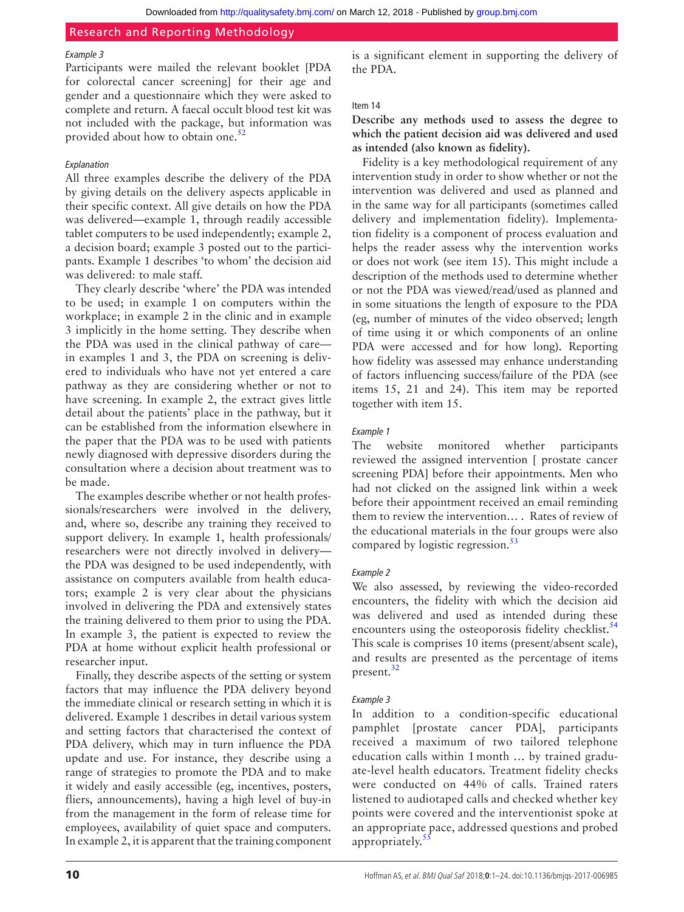*Example 3*

Participants were mailed the relevant booklet [PDA for colorectal cancer screening] for their age and gender and a questionnaire which they were asked to complete and return. A faecal occult blood test kit was not included with the package, but information was provided about how to obtain one.[52]

*Explanation*

All three examples describe the delivery of the PDA by giving details on the delivery aspects applicable in their specific context. All give details on how the PDA was delivered—example 1, through readily accessible tablet computers to be used independently; example 2, a decision board; example 3 posted out to the participants. Example 1 describes 'to whom' the decision aid was delivered: to male staff.

They clearly describe 'where' the PDA was intended to be used; in example 1 on computers within the workplace; in example 2 in the clinic and in example 3 implicitly in the home setting. They describe when the PDA was used in the clinical pathway of care—in examples 1 and 3, the PDA on screening is delivered to individuals who have not yet entered a care pathway as they are considering whether or not to have screening. In example 2, the extract gives little detail about the patients' place in the pathway, but it can be established from the information elsewhere in the paper that the PDA was to be used with patients newly diagnosed with depressive disorders during the consultation where a decision about treatment was to be made.

The examples describe whether or not health professionals/researchers were involved in the delivery, and, where so, describe any training they received to support delivery. In example 1, health professionals/researchers were not directly involved in delivery—the PDA was designed to be used independently, with assistance on computers available from health educators; example 2 is very clear about the physicians involved in delivering the PDA and extensively states the training delivered to them prior to using the PDA. In example 3, the patient is expected to review the PDA at home without explicit health professional or researcher input.

Finally, they describe aspects of the setting or system factors that may influence the PDA delivery beyond the immediate clinical or research setting in which it is delivered. Example 1 describes in detail various system and setting factors that characterised the context of PDA delivery, which may in turn influence the PDA update and use. For instance, they describe using a range of strategies to promote the PDA and to make it widely and easily accessible (eg, incentives, posters, fliers, announcements), having a high level of buy-in from the management in the form of release time for employees, availability of quiet space and computers. In example 2, it is apparent that the training component is a significant element in supporting the delivery of the PDA.

### Item 14

**Describe any methods used to assess the degree to which the patient decision aid was delivered and used as intended (also known as fidelity).**

Fidelity is a key methodological requirement of any intervention study in order to show whether or not the intervention was delivered and used as planned and in the same way for all participants (sometimes called delivery and implementation fidelity). Implementation fidelity is a component of process evaluation and helps the reader assess why the intervention works or does not work (see item 15). This might include a description of the methods used to determine whether or not the PDA was viewed/read/used as planned and in some situations the length of exposure to the PDA (eg, number of minutes of the video observed; length of time using it or which components of an online PDA were accessed and for how long). Reporting how fidelity was assessed may enhance understanding of factors influencing success/failure of the PDA (see items 15, 21 and 24). This item may be reported together with item 15.

*Example 1*

The website monitored whether participants reviewed the assigned intervention [ prostate cancer screening PDA] before their appointments. Men who had not clicked on the assigned link within a week before their appointment received an email reminding them to review the intervention… . Rates of review of the educational materials in the four groups were also compared by logistic regression.[53]

*Example 2*

We also assessed, by reviewing the video-recorded encounters, the fidelity with which the decision aid was delivered and used as intended during these encounters using the osteoporosis fidelity checklist.[54] This scale is comprises 10 items (present/absent scale), and results are presented as the percentage of items present.[32]

*Example 3*

In addition to a condition-specific educational pamphlet [prostate cancer PDA], participants received a maximum of two tailored telephone education calls within 1 month … by trained graduate-level health educators. Treatment fidelity checks were conducted on 44% of calls. Trained raters listened to audiotaped calls and checked whether key points were covered and the interventionist spoke at an appropriate pace, addressed questions and probed appropriately.[55]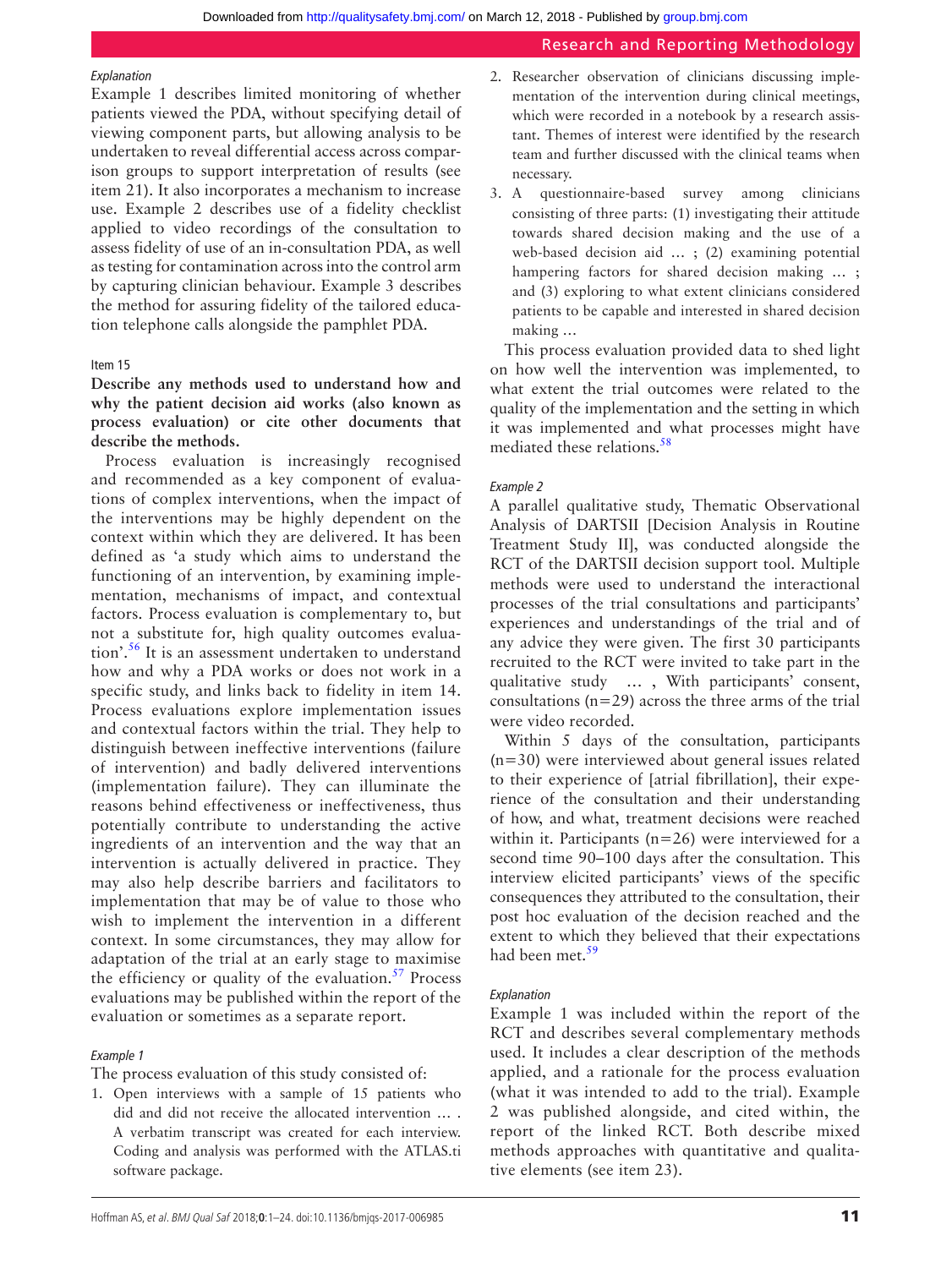*Explanation*

Example 1 describes limited monitoring of whether patients viewed the PDA, without specifying detail of viewing component parts, but allowing analysis to be undertaken to reveal differential access across comparison groups to support interpretation of results (see item 21). It also incorporates a mechanism to increase use. Example 2 describes use of a fidelity checklist applied to video recordings of the consultation to assess fidelity of use of an in-consultation PDA, as well as testing for contamination across into the control arm by capturing clinician behaviour. Example 3 describes the method for assuring fidelity of the tailored education telephone calls alongside the pamphlet PDA.

Item 15

**Describe any methods used to understand how and why the patient decision aid works (also known as process evaluation) or cite other documents that describe the methods.**

Process evaluation is increasingly recognised and recommended as a key component of evaluations of complex interventions, when the impact of the interventions may be highly dependent on the context within which they are delivered. It has been defined as 'a study which aims to understand the functioning of an intervention, by examining implementation, mechanisms of impact, and contextual factors. Process evaluation is complementary to, but not a substitute for, high quality outcomes evaluation'.[56] It is an assessment undertaken to understand how and why a PDA works or does not work in a specific study, and links back to fidelity in item 14. Process evaluations explore implementation issues and contextual factors within the trial. They help to distinguish between ineffective interventions (failure of intervention) and badly delivered interventions (implementation failure). They can illuminate the reasons behind effectiveness or ineffectiveness, thus potentially contribute to understanding the active ingredients of an intervention and the way that an intervention is actually delivered in practice. They may also help describe barriers and facilitators to implementation that may be of value to those who wish to implement the intervention in a different context. In some circumstances, they may allow for adaptation of the trial at an early stage to maximise the efficiency or quality of the evaluation.[57] Process evaluations may be published within the report of the evaluation or sometimes as a separate report.

*Example 1*

The process evaluation of this study consisted of:

1. Open interviews with a sample of 15 patients who did and did not receive the allocated intervention … . A verbatim transcript was created for each interview. Coding and analysis was performed with the ATLAS.ti software package.
2. Researcher observation of clinicians discussing implementation of the intervention during clinical meetings, which were recorded in a notebook by a research assistant. Themes of interest were identified by the research team and further discussed with the clinical teams when necessary.
3. A questionnaire-based survey among clinicians consisting of three parts: (1) investigating their attitude towards shared decision making and the use of a web-based decision aid … ; (2) examining potential hampering factors for shared decision making … ; and (3) exploring to what extent clinicians considered patients to be capable and interested in shared decision making …

This process evaluation provided data to shed light on how well the intervention was implemented, to what extent the trial outcomes were related to the quality of the implementation and the setting in which it was implemented and what processes might have mediated these relations.[58]

*Example 2*

A parallel qualitative study, Thematic Observational Analysis of DARTSII [Decision Analysis in Routine Treatment Study II], was conducted alongside the RCT of the DARTSII decision support tool. Multiple methods were used to understand the interactional processes of the trial consultations and participants' experiences and understandings of the trial and of any advice they were given. The first 30 participants recruited to the RCT were invited to take part in the qualitative study … , With participants' consent, consultations (n=29) across the three arms of the trial were video recorded.

Within 5 days of the consultation, participants (n=30) were interviewed about general issues related to their experience of [atrial fibrillation], their experience of the consultation and their understanding of how, and what, treatment decisions were reached within it. Participants (n=26) were interviewed for a second time 90–100 days after the consultation. This interview elicited participants' views of the specific consequences they attributed to the consultation, their post hoc evaluation of the decision reached and the extent to which they believed that their expectations had been met.[59]

*Explanation*

Example 1 was included within the report of the RCT and describes several complementary methods used. It includes a clear description of the methods applied, and a rationale for the process evaluation (what it was intended to add to the trial). Example 2 was published alongside, and cited within, the report of the linked RCT. Both describe mixed methods approaches with quantitative and qualitative elements (see item 23).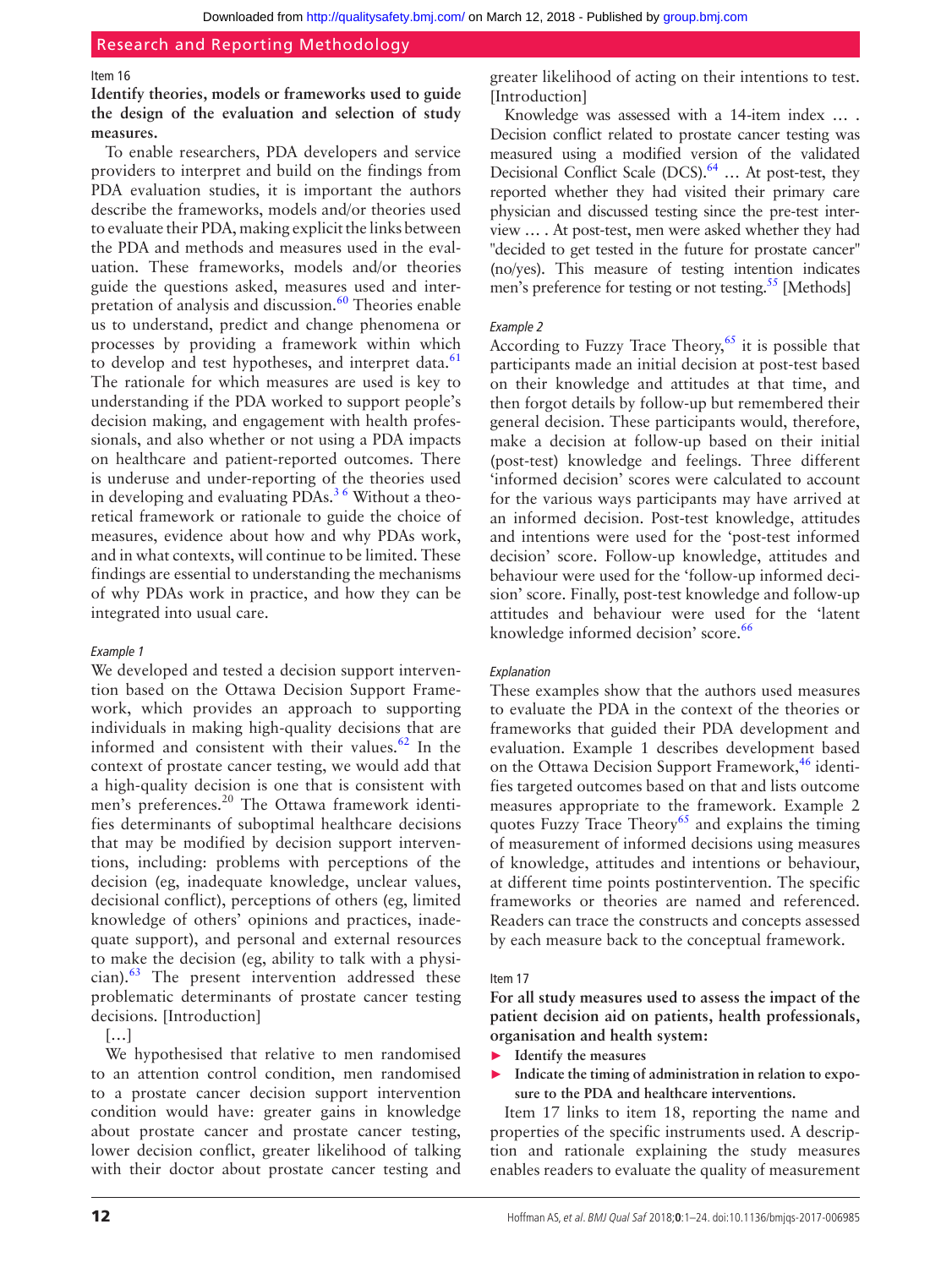Item 16

**Identify theories, models or frameworks used to guide the design of the evaluation and selection of study measures.**

To enable researchers, PDA developers and service providers to interpret and build on the findings from PDA evaluation studies, it is important the authors describe the frameworks, models and/or theories used to evaluate their PDA, making explicit the links between the PDA and methods and measures used in the evaluation. These frameworks, models and/or theories guide the questions asked, measures used and interpretation of analysis and discussion.[60] Theories enable us to understand, predict and change phenomena or processes by providing a framework within which to develop and test hypotheses, and interpret data.[61] The rationale for which measures are used is key to understanding if the PDA worked to support people's decision making, and engagement with health professionals, and also whether or not using a PDA impacts on healthcare and patient-reported outcomes. There is underuse and under-reporting of the theories used in developing and evaluating PDAs.[3 6] Without a theoretical framework or rationale to guide the choice of measures, evidence about how and why PDAs work, and in what contexts, will continue to be limited. These findings are essential to understanding the mechanisms of why PDAs work in practice, and how they can be integrated into usual care.

*Example 1*

We developed and tested a decision support intervention based on the Ottawa Decision Support Framework, which provides an approach to supporting individuals in making high-quality decisions that are informed and consistent with their values.[62] In the context of prostate cancer testing, we would add that a high-quality decision is one that is consistent with men's preferences.[20] The Ottawa framework identifies determinants of suboptimal healthcare decisions that may be modified by decision support interventions, including: problems with perceptions of the decision (eg, inadequate knowledge, unclear values, decisional conflict), perceptions of others (eg, limited knowledge of others' opinions and practices, inadequate support), and personal and external resources to make the decision (eg, ability to talk with a physician).[63] The present intervention addressed these problematic determinants of prostate cancer testing decisions. [Introduction]

[…]

We hypothesised that relative to men randomised to an attention control condition, men randomised to a prostate cancer decision support intervention condition would have: greater gains in knowledge about prostate cancer and prostate cancer testing, lower decision conflict, greater likelihood of talking with their doctor about prostate cancer testing and greater likelihood of acting on their intentions to test. [Introduction]

Knowledge was assessed with a 14-item index … . Decision conflict related to prostate cancer testing was measured using a modified version of the validated Decisional Conflict Scale (DCS).[64] … At post-test, they reported whether they had visited their primary care physician and discussed testing since the pre-test interview … . At post-test, men were asked whether they had "decided to get tested in the future for prostate cancer" (no/yes). This measure of testing intention indicates men's preference for testing or not testing.[55] [Methods]

*Example 2*

According to Fuzzy Trace Theory,[65] it is possible that participants made an initial decision at post-test based on their knowledge and attitudes at that time, and then forgot details by follow-up but remembered their general decision. These participants would, therefore, make a decision at follow-up based on their initial (post-test) knowledge and feelings. Three different 'informed decision' scores were calculated to account for the various ways participants may have arrived at an informed decision. Post-test knowledge, attitudes and intentions were used for the 'post-test informed decision' score. Follow-up knowledge, attitudes and behaviour were used for the 'follow-up informed decision' score. Finally, post-test knowledge and follow-up attitudes and behaviour were used for the 'latent knowledge informed decision' score.[66]

*Explanation*

These examples show that the authors used measures to evaluate the PDA in the context of the theories or frameworks that guided their PDA development and evaluation. Example 1 describes development based on the Ottawa Decision Support Framework,[46] identifies targeted outcomes based on that and lists outcome measures appropriate to the framework. Example 2 quotes Fuzzy Trace Theory[65] and explains the timing of measurement of informed decisions using measures of knowledge, attitudes and intentions or behaviour, at different time points postintervention. The specific frameworks or theories are named and referenced. Readers can trace the constructs and concepts assessed by each measure back to the conceptual framework.

Item 17

**For all study measures used to assess the impact of the patient decision aid on patients, health professionals, organisation and health system:**

- **Identify the measures**
- **Indicate the timing of administration in relation to exposure to the PDA and healthcare interventions.**

Item 17 links to item 18, reporting the name and properties of the specific instruments used. A description and rationale explaining the study measures enables readers to evaluate the quality of measurement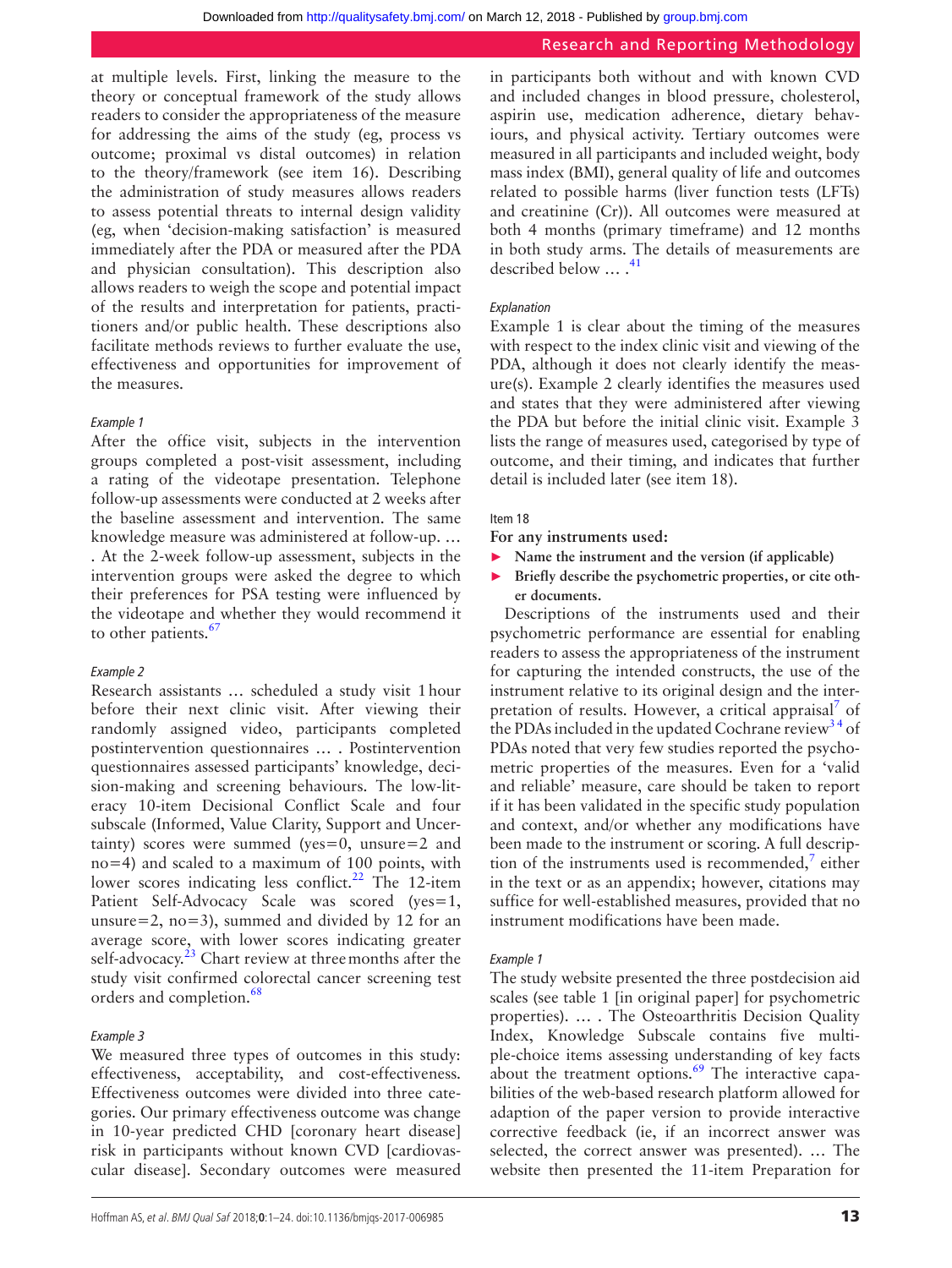at multiple levels. First, linking the measure to the theory or conceptual framework of the study allows readers to consider the appropriateness of the measure for addressing the aims of the study (eg, process vs outcome; proximal vs distal outcomes) in relation to the theory/framework (see item 16). Describing the administration of study measures allows readers to assess potential threats to internal design validity (eg, when 'decision-making satisfaction' is measured immediately after the PDA or measured after the PDA and physician consultation). This description also allows readers to weigh the scope and potential impact of the results and interpretation for patients, practitioners and/or public health. These descriptions also facilitate methods reviews to further evaluate the use, effectiveness and opportunities for improvement of the measures.

*Example 1*

After the office visit, subjects in the intervention groups completed a post-visit assessment, including a rating of the videotape presentation. Telephone follow-up assessments were conducted at 2 weeks after the baseline assessment and intervention. The same knowledge measure was administered at follow-up. … . At the 2-week follow-up assessment, subjects in the intervention groups were asked the degree to which their preferences for PSA testing were influenced by the videotape and whether they would recommend it to other patients.[67]

*Example 2*

Research assistants … scheduled a study visit 1 hour before their next clinic visit. After viewing their randomly assigned video, participants completed postintervention questionnaires … . Postintervention questionnaires assessed participants' knowledge, decision-making and screening behaviours. The low-literacy 10-item Decisional Conflict Scale and four subscale (Informed, Value Clarity, Support and Uncertainty) scores were summed (yes=0, unsure=2 and no=4) and scaled to a maximum of 100 points, with lower scores indicating less conflict.[22] The 12-item Patient Self-Advocacy Scale was scored (yes=1, unsure=2, no=3), summed and divided by 12 for an average score, with lower scores indicating greater self-advocacy.[23] Chart review at three months after the study visit confirmed colorectal cancer screening test orders and completion.[68]

*Example 3*

We measured three types of outcomes in this study: effectiveness, acceptability, and cost-effectiveness. Effectiveness outcomes were divided into three categories. Our primary effectiveness outcome was change in 10-year predicted CHD [coronary heart disease] risk in participants without known CVD [cardiovascular disease]. Secondary outcomes were measured in participants both without and with known CVD and included changes in blood pressure, cholesterol, aspirin use, medication adherence, dietary behaviours, and physical activity. Tertiary outcomes were measured in all participants and included weight, body mass index (BMI), general quality of life and outcomes related to possible harms (liver function tests (LFTs) and creatinine (Cr)). All outcomes were measured at both 4 months (primary timeframe) and 12 months in both study arms. The details of measurements are described below … .[41]

*Explanation*

Example 1 is clear about the timing of the measures with respect to the index clinic visit and viewing of the PDA, although it does not clearly identify the measure(s). Example 2 clearly identifies the measures used and states that they were administered after viewing the PDA but before the initial clinic visit. Example 3 lists the range of measures used, categorised by type of outcome, and their timing, and indicates that further detail is included later (see item 18).

Item 18

**For any instruments used:**

- **Name the instrument and the version (if applicable)**
- **Briefly describe the psychometric properties, or cite other documents.**

Descriptions of the instruments used and their psychometric performance are essential for enabling readers to assess the appropriateness of the instrument for capturing the intended constructs, the use of the instrument relative to its original design and the interpretation of results. However, a critical appraisal[7] of the PDAs included in the updated Cochrane review[3,4] of PDAs noted that very few studies reported the psychometric properties of the measures. Even for a 'valid and reliable' measure, care should be taken to report if it has been validated in the specific study population and context, and/or whether any modifications have been made to the instrument or scoring. A full description of the instruments used is recommended,[7] either in the text or as an appendix; however, citations may suffice for well-established measures, provided that no instrument modifications have been made.

*Example 1*

The study website presented the three postdecision aid scales (see table 1 [in original paper] for psychometric properties). … . The Osteoarthritis Decision Quality Index, Knowledge Subscale contains five multiple-choice items assessing understanding of key facts about the treatment options.[69] The interactive capabilities of the web-based research platform allowed for adaption of the paper version to provide interactive corrective feedback (ie, if an incorrect answer was selected, the correct answer was presented). … The website then presented the 11-item Preparation for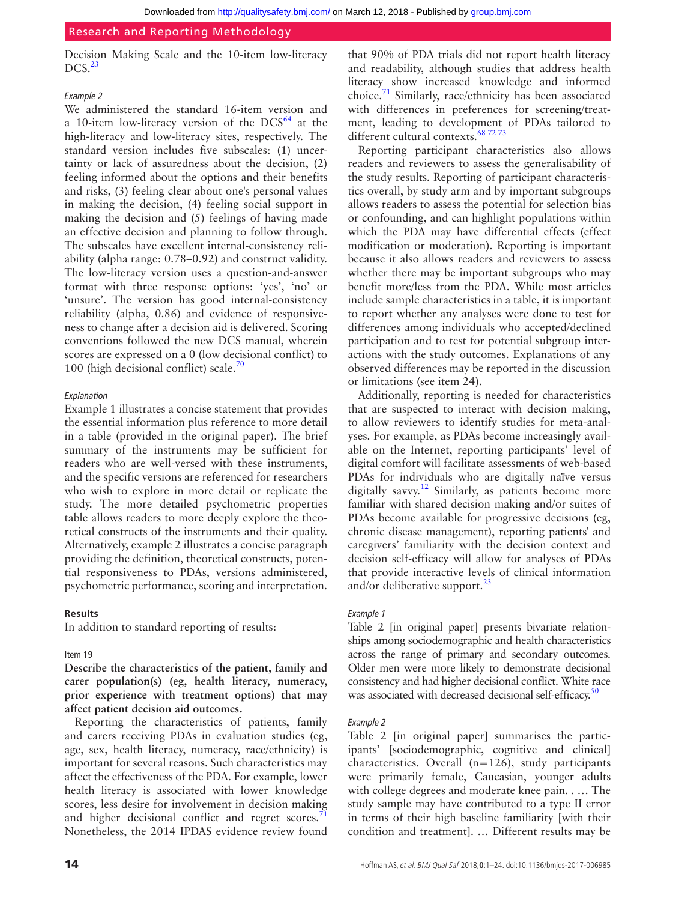Decision Making Scale and the 10-item low-literacy DCS.[23]

*Example 2*

We administered the standard 16-item version and a 10-item low-literacy version of the DCS[64] at the high-literacy and low-literacy sites, respectively. The standard version includes five subscales: (1) uncertainty or lack of assuredness about the decision, (2) feeling informed about the options and their benefits and risks, (3) feeling clear about one's personal values in making the decision, (4) feeling social support in making the decision and (5) feelings of having made an effective decision and planning to follow through. The subscales have excellent internal-consistency reliability (alpha range: 0.78–0.92) and construct validity. The low-literacy version uses a question-and-answer format with three response options: 'yes', 'no' or 'unsure'. The version has good internal-consistency reliability (alpha, 0.86) and evidence of responsiveness to change after a decision aid is delivered. Scoring conventions followed the new DCS manual, wherein scores are expressed on a 0 (low decisional conflict) to 100 (high decisional conflict) scale.[70]

*Explanation*

Example 1 illustrates a concise statement that provides the essential information plus reference to more detail in a table (provided in the original paper). The brief summary of the instruments may be sufficient for readers who are well-versed with these instruments, and the specific versions are referenced for researchers who wish to explore in more detail or replicate the study. The more detailed psychometric properties table allows readers to more deeply explore the theoretical constructs of the instruments and their quality. Alternatively, example 2 illustrates a concise paragraph providing the definition, theoretical constructs, potential responsiveness to PDAs, versions administered, psychometric performance, scoring and interpretation.

**Results**

In addition to standard reporting of results:

Item 19

**Describe the characteristics of the patient, family and carer population(s) (eg, health literacy, numeracy, prior experience with treatment options) that may affect patient decision aid outcomes.**

Reporting the characteristics of patients, family and carers receiving PDAs in evaluation studies (eg, age, sex, health literacy, numeracy, race/ethnicity) is important for several reasons. Such characteristics may affect the effectiveness of the PDA. For example, lower health literacy is associated with lower knowledge scores, less desire for involvement in decision making and higher decisional conflict and regret scores.[71] Nonetheless, the 2014 IPDAS evidence review found that 90% of PDA trials did not report health literacy and readability, although studies that address health literacy show increased knowledge and informed choice.[71] Similarly, race/ethnicity has been associated with differences in preferences for screening/treatment, leading to development of PDAs tailored to different cultural contexts.[68 72 73]

Reporting participant characteristics also allows readers and reviewers to assess the generalisability of the study results. Reporting of participant characteristics overall, by study arm and by important subgroups allows readers to assess the potential for selection bias or confounding, and can highlight populations within which the PDA may have differential effects (effect modification or moderation). Reporting is important because it also allows readers and reviewers to assess whether there may be important subgroups who may benefit more/less from the PDA. While most articles include sample characteristics in a table, it is important to report whether any analyses were done to test for differences among individuals who accepted/declined participation and to test for potential subgroup interactions with the study outcomes. Explanations of any observed differences may be reported in the discussion or limitations (see item 24).

Additionally, reporting is needed for characteristics that are suspected to interact with decision making, to allow reviewers to identify studies for meta-analyses. For example, as PDAs become increasingly available on the Internet, reporting participants' level of digital comfort will facilitate assessments of web-based PDAs for individuals who are digitally naïve versus digitally savvy.[12] Similarly, as patients become more familiar with shared decision making and/or suites of PDAs become available for progressive decisions (eg, chronic disease management), reporting patients' and caregivers' familiarity with the decision context and decision self-efficacy will allow for analyses of PDAs that provide interactive levels of clinical information and/or deliberative support.[23]

*Example 1*

Table 2 [in original paper] presents bivariate relationships among sociodemographic and health characteristics across the range of primary and secondary outcomes. Older men were more likely to demonstrate decisional consistency and had higher decisional conflict. White race was associated with decreased decisional self-efficacy.[50]

*Example 2*

Table 2 [in original paper] summarises the participants' [sociodemographic, cognitive and clinical] characteristics. Overall (n=126), study participants were primarily female, Caucasian, younger adults with college degrees and moderate knee pain. . … The study sample may have contributed to a type II error in terms of their high baseline familiarity [with their condition and treatment]. … Different results may be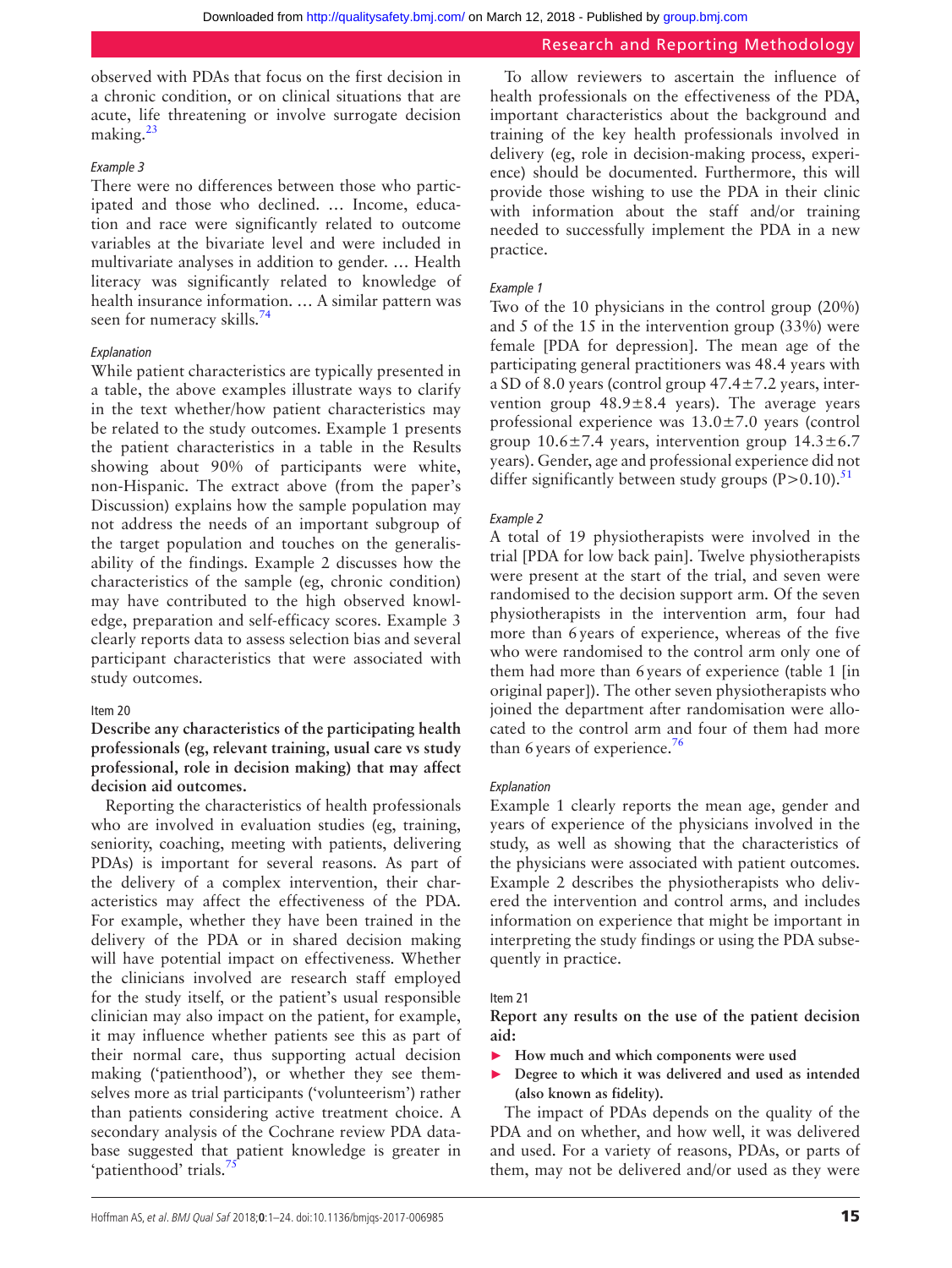observed with PDAs that focus on the first decision in a chronic condition, or on clinical situations that are acute, life threatening or involve surrogate decision making.[23]

*Example 3*

There were no differences between those who participated and those who declined. … Income, education and race were significantly related to outcome variables at the bivariate level and were included in multivariate analyses in addition to gender. … Health literacy was significantly related to knowledge of health insurance information. … A similar pattern was seen for numeracy skills.[74]

*Explanation*

While patient characteristics are typically presented in a table, the above examples illustrate ways to clarify in the text whether/how patient characteristics may be related to the study outcomes. Example 1 presents the patient characteristics in a table in the Results showing about 90% of participants were white, non-Hispanic. The extract above (from the paper's Discussion) explains how the sample population may not address the needs of an important subgroup of the target population and touches on the generalisability of the findings. Example 2 discusses how the characteristics of the sample (eg, chronic condition) may have contributed to the high observed knowledge, preparation and self-efficacy scores. Example 3 clearly reports data to assess selection bias and several participant characteristics that were associated with study outcomes.

Item 20

**Describe any characteristics of the participating health professionals (eg, relevant training, usual care vs study professional, role in decision making) that may affect decision aid outcomes.**

Reporting the characteristics of health professionals who are involved in evaluation studies (eg, training, seniority, coaching, meeting with patients, delivering PDAs) is important for several reasons. As part of the delivery of a complex intervention, their characteristics may affect the effectiveness of the PDA. For example, whether they have been trained in the delivery of the PDA or in shared decision making will have potential impact on effectiveness. Whether the clinicians involved are research staff employed for the study itself, or the patient's usual responsible clinician may also impact on the patient, for example, it may influence whether patients see this as part of their normal care, thus supporting actual decision making ('patienthood'), or whether they see themselves more as trial participants ('volunteerism') rather than patients considering active treatment choice. A secondary analysis of the Cochrane review PDA database suggested that patient knowledge is greater in 'patienthood' trials.[75]

To allow reviewers to ascertain the influence of health professionals on the effectiveness of the PDA, important characteristics about the background and training of the key health professionals involved in delivery (eg, role in decision-making process, experience) should be documented. Furthermore, this will provide those wishing to use the PDA in their clinic with information about the staff and/or training needed to successfully implement the PDA in a new practice.

*Example 1*

Two of the 10 physicians in the control group (20%) and 5 of the 15 in the intervention group (33%) were female [PDA for depression]. The mean age of the participating general practitioners was 48.4 years with a SD of 8.0 years (control group 47.4±7.2 years, intervention group 48.9±8.4 years). The average years professional experience was 13.0±7.0 years (control group 10.6±7.4 years, intervention group 14.3±6.7 years). Gender, age and professional experience did not differ significantly between study groups ($P>0.10$).[51]

*Example 2*

A total of 19 physiotherapists were involved in the trial [PDA for low back pain]. Twelve physiotherapists were present at the start of the trial, and seven were randomised to the decision support arm. Of the seven physiotherapists in the intervention arm, four had more than 6 years of experience, whereas of the five who were randomised to the control arm only one of them had more than 6 years of experience (table 1 [in original paper]). The other seven physiotherapists who joined the department after randomisation were allocated to the control arm and four of them had more than 6 years of experience.[76]

*Explanation*

Example 1 clearly reports the mean age, gender and years of experience of the physicians involved in the study, as well as showing that the characteristics of the physicians were associated with patient outcomes. Example 2 describes the physiotherapists who delivered the intervention and control arms, and includes information on experience that might be important in interpreting the study findings or using the PDA subsequently in practice.

Item 21

**Report any results on the use of the patient decision aid:**

- **How much and which components were used**
- **Degree to which it was delivered and used as intended (also known as fidelity).**

The impact of PDAs depends on the quality of the PDA and on whether, and how well, it was delivered and used. For a variety of reasons, PDAs, or parts of them, may not be delivered and/or used as they were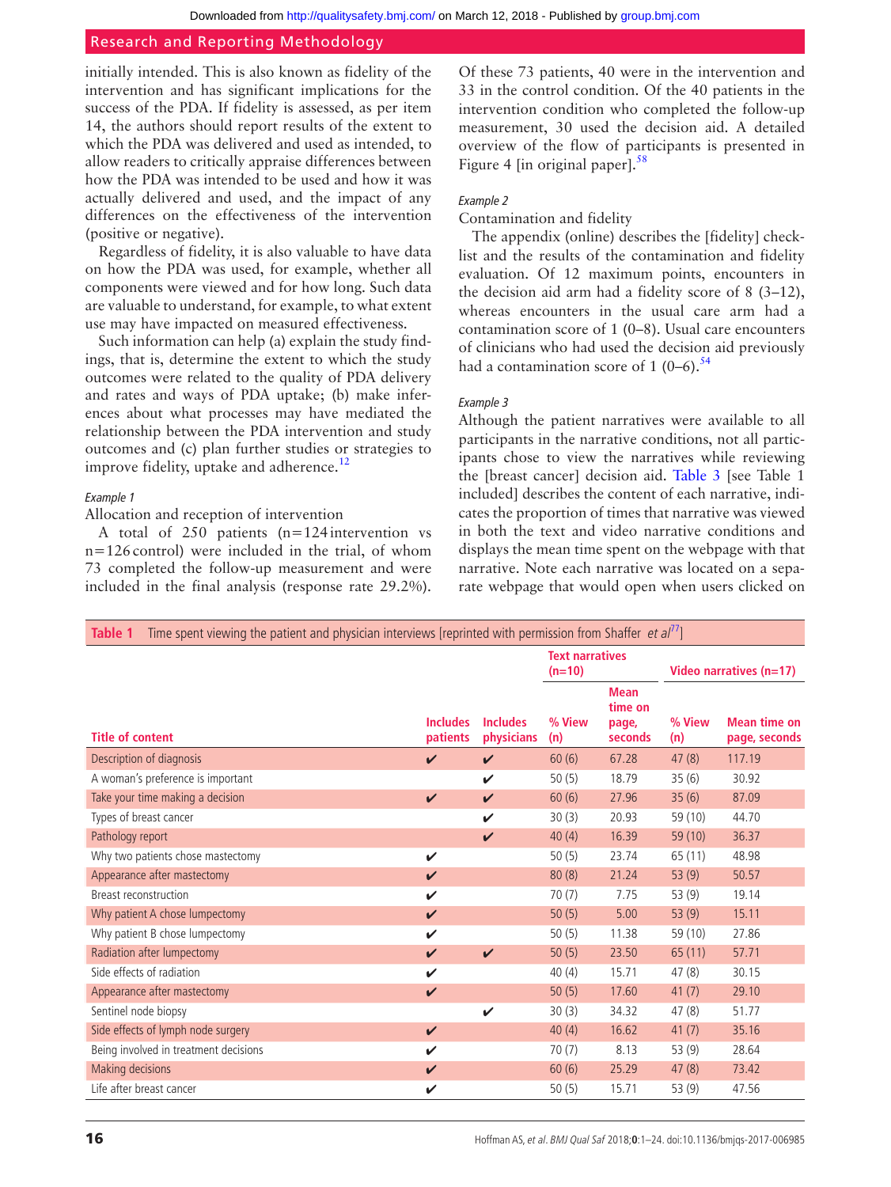initially intended. This is also known as fidelity of the intervention and has significant implications for the success of the PDA. If fidelity is assessed, as per item 14, the authors should report results of the extent to which the PDA was delivered and used as intended, to allow readers to critically appraise differences between how the PDA was intended to be used and how it was actually delivered and used, and the impact of any differences on the effectiveness of the intervention (positive or negative).

Regardless of fidelity, it is also valuable to have data on how the PDA was used, for example, whether all components were viewed and for how long. Such data are valuable to understand, for example, to what extent use may have impacted on measured effectiveness.

Such information can help (a) explain the study findings, that is, determine the extent to which the study outcomes were related to the quality of PDA delivery and rates and ways of PDA uptake; (b) make inferences about what processes may have mediated the relationship between the PDA intervention and study outcomes and (c) plan further studies or strategies to improve fidelity, uptake and adherence.[12]

*Example 1*

Allocation and reception of intervention

A total of 250 patients (n=124 intervention vs n=126 control) were included in the trial, of whom 73 completed the follow-up measurement and were included in the final analysis (response rate 29.2%). Of these 73 patients, 40 were in the intervention and 33 in the control condition. Of the 40 patients in the intervention condition who completed the follow-up measurement, 30 used the decision aid. A detailed overview of the flow of participants is presented in Figure 4 [in original paper].[58]

*Example 2*

Contamination and fidelity

The appendix (online) describes the [fidelity] checklist and the results of the contamination and fidelity evaluation. Of 12 maximum points, encounters in the decision aid arm had a fidelity score of 8 (3–12), whereas encounters in the usual care arm had a contamination score of 1 (0–8). Usual care encounters of clinicians who had used the decision aid previously had a contamination score of 1 (0–6).[54]

*Example 3*

Although the patient narratives were available to all participants in the narrative conditions, not all participants chose to view the narratives while reviewing the [breast cancer] decision aid. Table 3 [see Table 1 included] describes the content of each narrative, indicates the proportion of times that narrative was viewed in both the text and video narrative conditions and displays the mean time spent on the webpage with that narrative. Note each narrative was located on a separate webpage that would open when users clicked on

**Table 1** Time spent viewing the patient and physician interviews [reprinted with permission from Shaffer *et al*[77]]

| | | | Text narratives (n=10) | | Video narratives (n=17) | |
|---|---|---|---|---|---|---|
| Title of content | Includes patients | Includes physicians | % View (n) | Mean time on page, seconds | % View (n) | Mean time on page, seconds |
| Description of diagnosis | ✔ | ✔ | 60 (6) | 67.28 | 47 (8) | 117.19 |
| A woman's preference is important | | ✔ | 50 (5) | 18.79 | 35 (6) | 30.92 |
| Take your time making a decision | ✔ | ✔ | 60 (6) | 27.96 | 35 (6) | 87.09 |
| Types of breast cancer | | ✔ | 30 (3) | 20.93 | 59 (10) | 44.70 |
| Pathology report | | ✔ | 40 (4) | 16.39 | 59 (10) | 36.37 |
| Why two patients chose mastectomy | ✔ | | 50 (5) | 23.74 | 65 (11) | 48.98 |
| Appearance after mastectomy | ✔ | | 80 (8) | 21.24 | 53 (9) | 50.57 |
| Breast reconstruction | ✔ | | 70 (7) | 7.75 | 53 (9) | 19.14 |
| Why patient A chose lumpectomy | ✔ | | 50 (5) | 5.00 | 53 (9) | 15.11 |
| Why patient B chose lumpectomy | ✔ | | 50 (5) | 11.38 | 59 (10) | 27.86 |
| Radiation after lumpectomy | ✔ | ✔ | 50 (5) | 23.50 | 65 (11) | 57.71 |
| Side effects of radiation | ✔ | | 40 (4) | 15.71 | 47 (8) | 30.15 |
| Appearance after mastectomy | ✔ | | 50 (5) | 17.60 | 41 (7) | 29.10 |
| Sentinel node biopsy | | ✔ | 30 (3) | 34.32 | 47 (8) | 51.77 |
| Side effects of lymph node surgery | ✔ | | 40 (4) | 16.62 | 41 (7) | 35.16 |
| Being involved in treatment decisions | ✔ | | 70 (7) | 8.13 | 53 (9) | 28.64 |
| Making decisions | ✔ | | 60 (6) | 25.29 | 47 (8) | 73.42 |
| Life after breast cancer | ✔ | | 50 (5) | 15.71 | 53 (9) | 47.56 |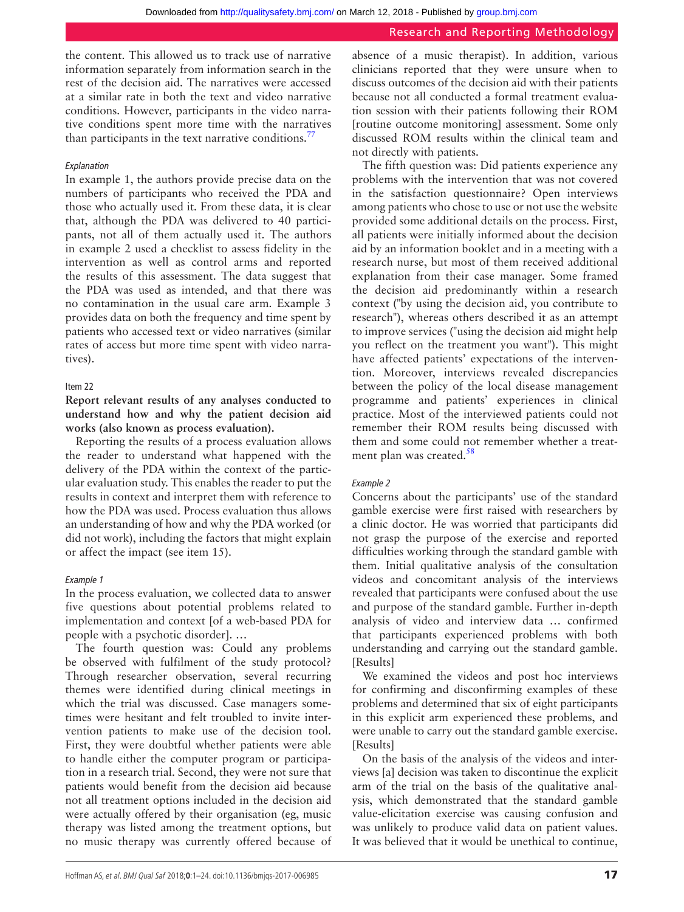the content. This allowed us to track use of narrative information separately from information search in the rest of the decision aid. The narratives were accessed at a similar rate in both the text and video narrative conditions. However, participants in the video narrative conditions spent more time with the narratives than participants in the text narrative conditions.[77]

*Explanation*

In example 1, the authors provide precise data on the numbers of participants who received the PDA and those who actually used it. From these data, it is clear that, although the PDA was delivered to 40 participants, not all of them actually used it. The authors in example 2 used a checklist to assess fidelity in the intervention as well as control arms and reported the results of this assessment. The data suggest that the PDA was used as intended, and that there was no contamination in the usual care arm. Example 3 provides data on both the frequency and time spent by patients who accessed text or video narratives (similar rates of access but more time spent with video narratives).

Item 22

**Report relevant results of any analyses conducted to understand how and why the patient decision aid works (also known as process evaluation).**

Reporting the results of a process evaluation allows the reader to understand what happened with the delivery of the PDA within the context of the particular evaluation study. This enables the reader to put the results in context and interpret them with reference to how the PDA was used. Process evaluation thus allows an understanding of how and why the PDA worked (or did not work), including the factors that might explain or affect the impact (see item 15).

*Example 1*

In the process evaluation, we collected data to answer five questions about potential problems related to implementation and context [of a web-based PDA for people with a psychotic disorder]. …

The fourth question was: Could any problems be observed with fulfilment of the study protocol? Through researcher observation, several recurring themes were identified during clinical meetings in which the trial was discussed. Case managers sometimes were hesitant and felt troubled to invite intervention patients to make use of the decision tool. First, they were doubtful whether patients were able to handle either the computer program or participation in a research trial. Second, they were not sure that patients would benefit from the decision aid because not all treatment options included in the decision aid were actually offered by their organisation (eg, music therapy was listed among the treatment options, but no music therapy was currently offered because of absence of a music therapist). In addition, various clinicians reported that they were unsure when to discuss outcomes of the decision aid with their patients because not all conducted a formal treatment evaluation session with their patients following their ROM [routine outcome monitoring] assessment. Some only discussed ROM results within the clinical team and not directly with patients.

The fifth question was: Did patients experience any problems with the intervention that was not covered in the satisfaction questionnaire? Open interviews among patients who chose to use or not use the website provided some additional details on the process. First, all patients were initially informed about the decision aid by an information booklet and in a meeting with a research nurse, but most of them received additional explanation from their case manager. Some framed the decision aid predominantly within a research context ("by using the decision aid, you contribute to research"), whereas others described it as an attempt to improve services ("using the decision aid might help you reflect on the treatment you want"). This might have affected patients' expectations of the intervention. Moreover, interviews revealed discrepancies between the policy of the local disease management programme and patients' experiences in clinical practice. Most of the interviewed patients could not remember their ROM results being discussed with them and some could not remember whether a treatment plan was created.[58]

*Example 2*

Concerns about the participants' use of the standard gamble exercise were first raised with researchers by a clinic doctor. He was worried that participants did not grasp the purpose of the exercise and reported difficulties working through the standard gamble with them. Initial qualitative analysis of the consultation videos and concomitant analysis of the interviews revealed that participants were confused about the use and purpose of the standard gamble. Further in-depth analysis of video and interview data … confirmed that participants experienced problems with both understanding and carrying out the standard gamble. [Results]

We examined the videos and post hoc interviews for confirming and disconfirming examples of these problems and determined that six of eight participants in this explicit arm experienced these problems, and were unable to carry out the standard gamble exercise. [Results]

On the basis of the analysis of the videos and interviews [a] decision was taken to discontinue the explicit arm of the trial on the basis of the qualitative analysis, which demonstrated that the standard gamble value-elicitation exercise was causing confusion and was unlikely to produce valid data on patient values. It was believed that it would be unethical to continue,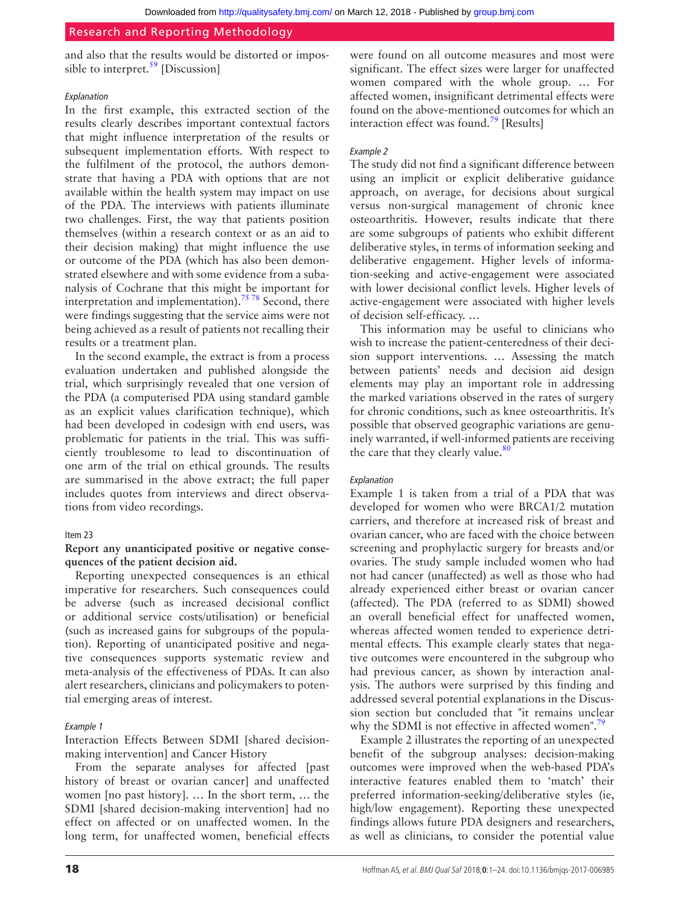and also that the results would be distorted or impossible to interpret.[59] [Discussion]

*Explanation*

In the first example, this extracted section of the results clearly describes important contextual factors that might influence interpretation of the results or subsequent implementation efforts. With respect to the fulfilment of the protocol, the authors demonstrate that having a PDA with options that are not available within the health system may impact on use of the PDA. The interviews with patients illuminate two challenges. First, the way that patients position themselves (within a research context or as an aid to their decision making) that might influence the use or outcome of the PDA (which has also been demonstrated elsewhere and with some evidence from a subanalysis of Cochrane that this might be important for interpretation and implementation).[75 78] Second, there were findings suggesting that the service aims were not being achieved as a result of patients not recalling their results or a treatment plan.

In the second example, the extract is from a process evaluation undertaken and published alongside the trial, which surprisingly revealed that one version of the PDA (a computerised PDA using standard gamble as an explicit values clarification technique), which had been developed in codesign with end users, was problematic for patients in the trial. This was sufficiently troublesome to lead to discontinuation of one arm of the trial on ethical grounds. The results are summarised in the above extract; the full paper includes quotes from interviews and direct observations from video recordings.

Item 23

**Report any unanticipated positive or negative consequences of the patient decision aid.**

Reporting unexpected consequences is an ethical imperative for researchers. Such consequences could be adverse (such as increased decisional conflict or additional service costs/utilisation) or beneficial (such as increased gains for subgroups of the population). Reporting of unanticipated positive and negative consequences supports systematic review and meta-analysis of the effectiveness of PDAs. It can also alert researchers, clinicians and policymakers to potential emerging areas of interest.

*Example 1*

Interaction Effects Between SDMI [shared decision-making intervention] and Cancer History

From the separate analyses for affected [past history of breast or ovarian cancer] and unaffected women [no past history]. … In the short term, … the SDMI [shared decision-making intervention] had no effect on affected or on unaffected women. In the long term, for unaffected women, beneficial effects were found on all outcome measures and most were significant. The effect sizes were larger for unaffected women compared with the whole group. … For affected women, insignificant detrimental effects were found on the above-mentioned outcomes for which an interaction effect was found.[79] [Results]

*Example 2*

The study did not find a significant difference between using an implicit or explicit deliberative guidance approach, on average, for decisions about surgical versus non-surgical management of chronic knee osteoarthritis. However, results indicate that there are some subgroups of patients who exhibit different deliberative styles, in terms of information seeking and deliberative engagement. Higher levels of information-seeking and active-engagement were associated with lower decisional conflict levels. Higher levels of active-engagement were associated with higher levels of decision self-efficacy. …

This information may be useful to clinicians who wish to increase the patient-centeredness of their decision support interventions. … Assessing the match between patients' needs and decision aid design elements may play an important role in addressing the marked variations observed in the rates of surgery for chronic conditions, such as knee osteoarthritis. It's possible that observed geographic variations are genuinely warranted, if well-informed patients are receiving the care that they clearly value.[80]

*Explanation*

Example 1 is taken from a trial of a PDA that was developed for women who were BRCA1/2 mutation carriers, and therefore at increased risk of breast and ovarian cancer, who are faced with the choice between screening and prophylactic surgery for breasts and/or ovaries. The study sample included women who had not had cancer (unaffected) as well as those who had already experienced either breast or ovarian cancer (affected). The PDA (referred to as SDMI) showed an overall beneficial effect for unaffected women, whereas affected women tended to experience detrimental effects. This example clearly states that negative outcomes were encountered in the subgroup who had previous cancer, as shown by interaction analysis. The authors were surprised by this finding and addressed several potential explanations in the Discussion section but concluded that "it remains unclear why the SDMI is not effective in affected women".[79]

Example 2 illustrates the reporting of an unexpected benefit of the subgroup analyses: decision-making outcomes were improved when the web-based PDA's interactive features enabled them to 'match' their preferred information-seeking/deliberative styles (ie, high/low engagement). Reporting these unexpected findings allows future PDA designers and researchers, as well as clinicians, to consider the potential value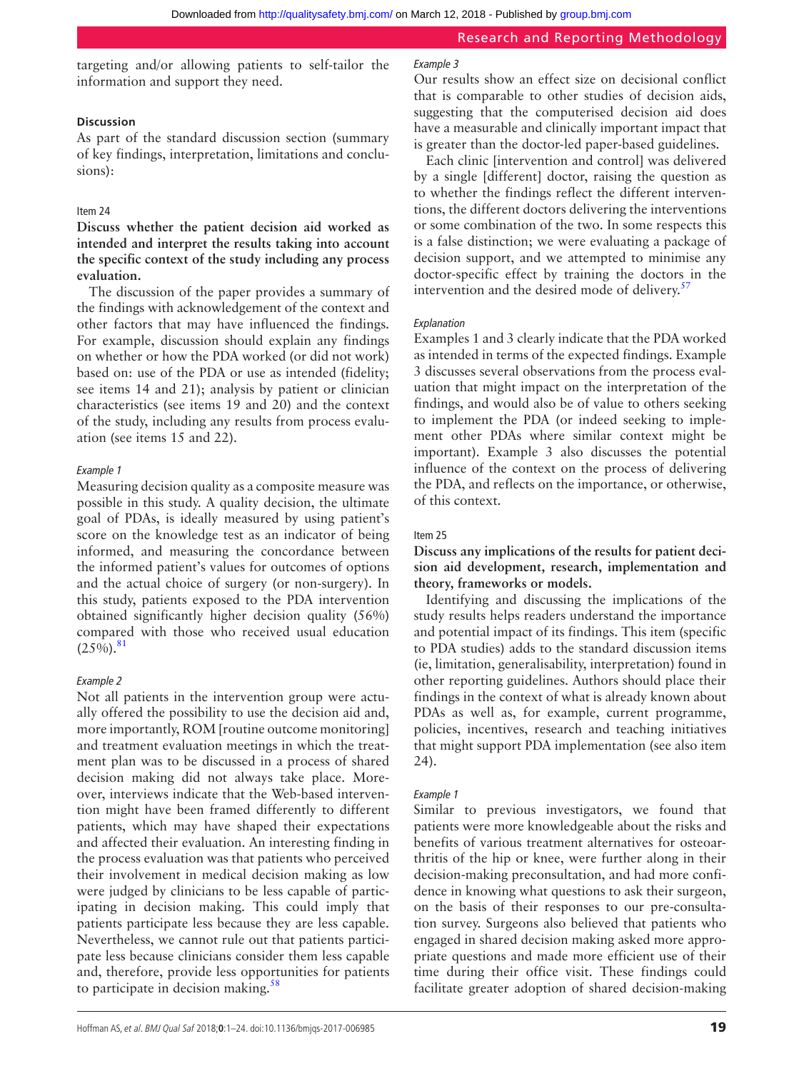targeting and/or allowing patients to self-tailor the information and support they need.

### Discussion

As part of the standard discussion section (summary of key findings, interpretation, limitations and conclusions):

Item 24

**Discuss whether the patient decision aid worked as intended and interpret the results taking into account the specific context of the study including any process evaluation.**

The discussion of the paper provides a summary of the findings with acknowledgement of the context and other factors that may have influenced the findings. For example, discussion should explain any findings on whether or how the PDA worked (or did not work) based on: use of the PDA or use as intended (fidelity; see items 14 and 21); analysis by patient or clinician characteristics (see items 19 and 20) and the context of the study, including any results from process evaluation (see items 15 and 22).

*Example 1*

Measuring decision quality as a composite measure was possible in this study. A quality decision, the ultimate goal of PDAs, is ideally measured by using patient's score on the knowledge test as an indicator of being informed, and measuring the concordance between the informed patient's values for outcomes of options and the actual choice of surgery (or non-surgery). In this study, patients exposed to the PDA intervention obtained significantly higher decision quality (56%) compared with those who received usual education (25%).[81]

*Example 2*

Not all patients in the intervention group were actually offered the possibility to use the decision aid and, more importantly, ROM [routine outcome monitoring] and treatment evaluation meetings in which the treatment plan was to be discussed in a process of shared decision making did not always take place. Moreover, interviews indicate that the Web-based intervention might have been framed differently to different patients, which may have shaped their expectations and affected their evaluation. An interesting finding in the process evaluation was that patients who perceived their involvement in medical decision making as low were judged by clinicians to be less capable of participating in decision making. This could imply that patients participate less because they are less capable. Nevertheless, we cannot rule out that patients participate less because clinicians consider them less capable and, therefore, provide less opportunities for patients to participate in decision making.[58]

*Example 3*

Our results show an effect size on decisional conflict that is comparable to other studies of decision aids, suggesting that the computerised decision aid does have a measurable and clinically important impact that is greater than the doctor-led paper-based guidelines.

Each clinic [intervention and control] was delivered by a single [different] doctor, raising the question as to whether the findings reflect the different interventions, the different doctors delivering the interventions or some combination of the two. In some respects this is a false distinction; we were evaluating a package of decision support, and we attempted to minimise any doctor-specific effect by training the doctors in the intervention and the desired mode of delivery.[57]

*Explanation*

Examples 1 and 3 clearly indicate that the PDA worked as intended in terms of the expected findings. Example 3 discusses several observations from the process evaluation that might impact on the interpretation of the findings, and would also be of value to others seeking to implement the PDA (or indeed seeking to implement other PDAs where similar context might be important). Example 3 also discusses the potential influence of the context on the process of delivering the PDA, and reflects on the importance, or otherwise, of this context.

Item 25

**Discuss any implications of the results for patient decision aid development, research, implementation and theory, frameworks or models.**

Identifying and discussing the implications of the study results helps readers understand the importance and potential impact of its findings. This item (specific to PDA studies) adds to the standard discussion items (ie, limitation, generalisability, interpretation) found in other reporting guidelines. Authors should place their findings in the context of what is already known about PDAs as well as, for example, current programme, policies, incentives, research and teaching initiatives that might support PDA implementation (see also item 24).

*Example 1*

Similar to previous investigators, we found that patients were more knowledgeable about the risks and benefits of various treatment alternatives for osteoarthritis of the hip or knee, were further along in their decision-making preconsultation, and had more confidence in knowing what questions to ask their surgeon, on the basis of their responses to our pre-consultation survey. Surgeons also believed that patients who engaged in shared decision making asked more appropriate questions and made more efficient use of their time during their office visit. These findings could facilitate greater adoption of shared decision-making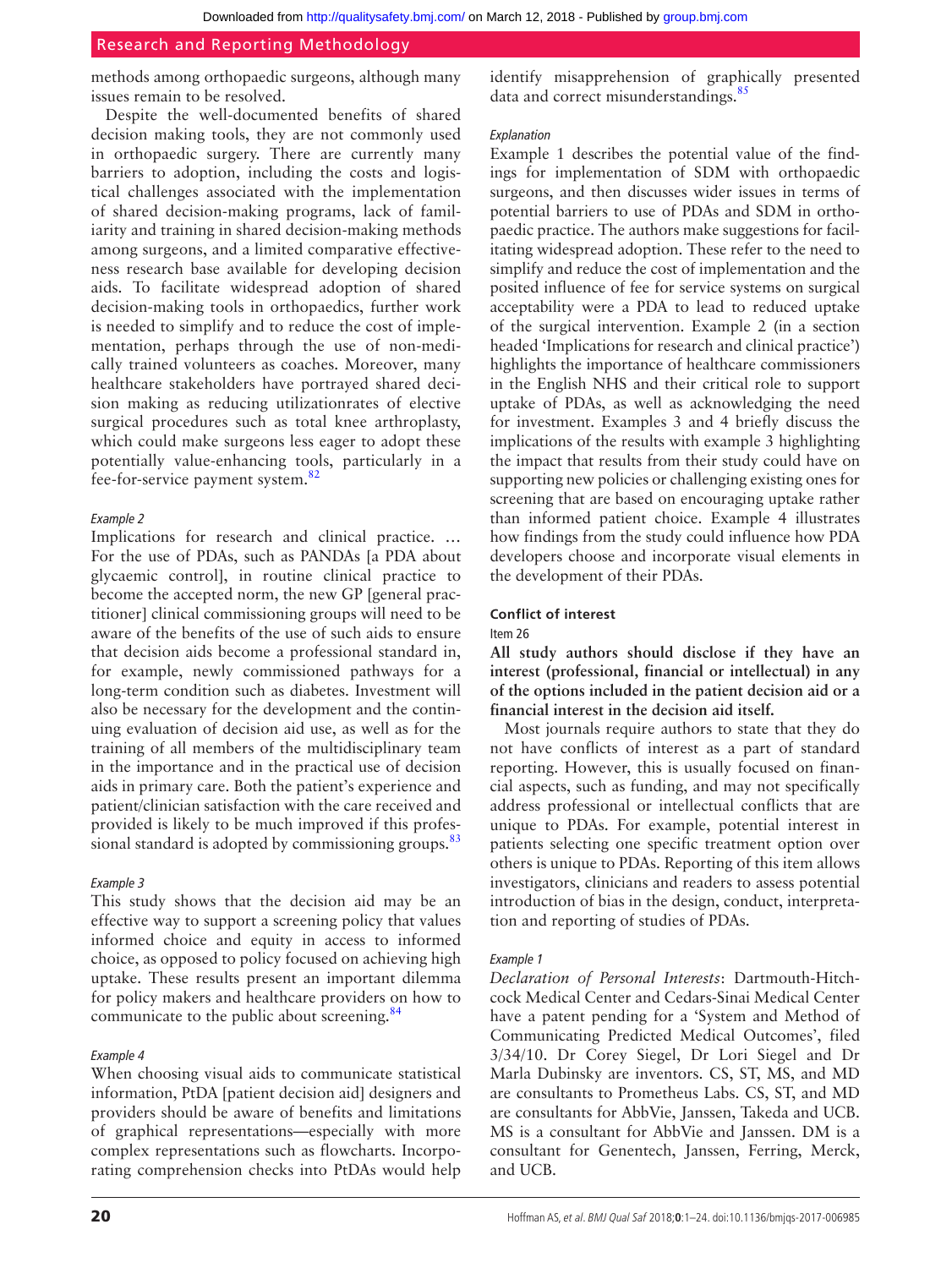methods among orthopaedic surgeons, although many issues remain to be resolved.

Despite the well-documented benefits of shared decision making tools, they are not commonly used in orthopaedic surgery. There are currently many barriers to adoption, including the costs and logistical challenges associated with the implementation of shared decision-making programs, lack of familiarity and training in shared decision-making methods among surgeons, and a limited comparative effectiveness research base available for developing decision aids. To facilitate widespread adoption of shared decision-making tools in orthopaedics, further work is needed to simplify and to reduce the cost of implementation, perhaps through the use of non-medically trained volunteers as coaches. Moreover, many healthcare stakeholders have portrayed shared decision making as reducing utilizationrates of elective surgical procedures such as total knee arthroplasty, which could make surgeons less eager to adopt these potentially value-enhancing tools, particularly in a fee-for-service payment system.[82]

*Example 2*

Implications for research and clinical practice. … For the use of PDAs, such as PANDAs [a PDA about glycaemic control], in routine clinical practice to become the accepted norm, the new GP [general practitioner] clinical commissioning groups will need to be aware of the benefits of the use of such aids to ensure that decision aids become a professional standard in, for example, newly commissioned pathways for a long-term condition such as diabetes. Investment will also be necessary for the development and the continuing evaluation of decision aid use, as well as for the training of all members of the multidisciplinary team in the importance and in the practical use of decision aids in primary care. Both the patient's experience and patient/clinician satisfaction with the care received and provided is likely to be much improved if this professional standard is adopted by commissioning groups.[83]

*Example 3*

This study shows that the decision aid may be an effective way to support a screening policy that values informed choice and equity in access to informed choice, as opposed to policy focused on achieving high uptake. These results present an important dilemma for policy makers and healthcare providers on how to communicate to the public about screening.[84]

*Example 4*

When choosing visual aids to communicate statistical information, PtDA [patient decision aid] designers and providers should be aware of benefits and limitations of graphical representations—especially with more complex representations such as flowcharts. Incorporating comprehension checks into PtDAs would help identify misapprehension of graphically presented data and correct misunderstandings.[85]

*Explanation*

Example 1 describes the potential value of the findings for implementation of SDM with orthopaedic surgeons, and then discusses wider issues in terms of potential barriers to use of PDAs and SDM in orthopaedic practice. The authors make suggestions for facilitating widespread adoption. These refer to the need to simplify and reduce the cost of implementation and the posited influence of fee for service systems on surgical acceptability were a PDA to lead to reduced uptake of the surgical intervention. Example 2 (in a section headed 'Implications for research and clinical practice') highlights the importance of healthcare commissioners in the English NHS and their critical role to support uptake of PDAs, as well as acknowledging the need for investment. Examples 3 and 4 briefly discuss the implications of the results with example 3 highlighting the impact that results from their study could have on supporting new policies or challenging existing ones for screening that are based on encouraging uptake rather than informed patient choice. Example 4 illustrates how findings from the study could influence how PDA developers choose and incorporate visual elements in the development of their PDAs.

#### Conflict of interest

Item 26

**All study authors should disclose if they have an interest (professional, financial or intellectual) in any of the options included in the patient decision aid or a financial interest in the decision aid itself.**

Most journals require authors to state that they do not have conflicts of interest as a part of standard reporting. However, this is usually focused on financial aspects, such as funding, and may not specifically address professional or intellectual conflicts that are unique to PDAs. For example, potential interest in patients selecting one specific treatment option over others is unique to PDAs. Reporting of this item allows investigators, clinicians and readers to assess potential introduction of bias in the design, conduct, interpretation and reporting of studies of PDAs.

*Example 1*

*Declaration of Personal Interests*: Dartmouth-Hitchcock Medical Center and Cedars-Sinai Medical Center have a patent pending for a 'System and Method of Communicating Predicted Medical Outcomes', filed 3/34/10. Dr Corey Siegel, Dr Lori Siegel and Dr Marla Dubinsky are inventors. CS, ST, MS, and MD are consultants to Prometheus Labs. CS, ST, and MD are consultants for AbbVie, Janssen, Takeda and UCB. MS is a consultant for AbbVie and Janssen. DM is a consultant for Genentech, Janssen, Ferring, Merck, and UCB.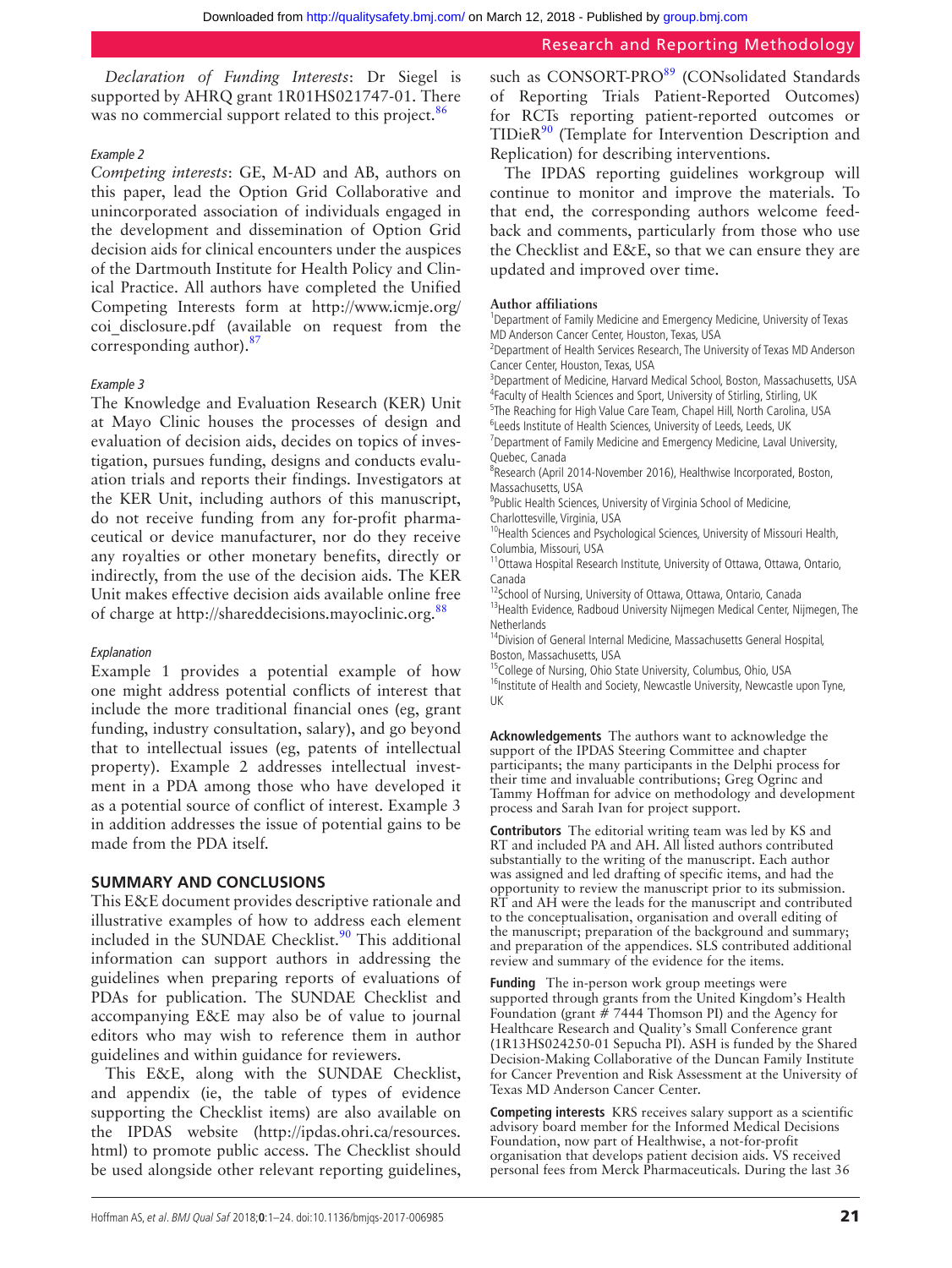*Declaration of Funding Interests*: Dr Siegel is supported by AHRQ grant 1R01HS021747-01. There was no commercial support related to this project.[86]

*Example 2*

*Competing interests*: GE, M-AD and AB, authors on this paper, lead the Option Grid Collaborative and unincorporated association of individuals engaged in the development and dissemination of Option Grid decision aids for clinical encounters under the auspices of the Dartmouth Institute for Health Policy and Clinical Practice. All authors have completed the Unified Competing Interests form at http://www.icmje.org/coi_disclosure.pdf (available on request from the corresponding author).[87]

*Example 3*

The Knowledge and Evaluation Research (KER) Unit at Mayo Clinic houses the processes of design and evaluation of decision aids, decides on topics of investigation, pursues funding, designs and conducts evaluation trials and reports their findings. Investigators at the KER Unit, including authors of this manuscript, do not receive funding from any for-profit pharmaceutical or device manufacturer, nor do they receive any royalties or other monetary benefits, directly or indirectly, from the use of the decision aids. The KER Unit makes effective decision aids available online free of charge at http://shareddecisions.mayoclinic.org.[88]

*Explanation*

Example 1 provides a potential example of how one might address potential conflicts of interest that include the more traditional financial ones (eg, grant funding, industry consultation, salary), and go beyond that to intellectual issues (eg, patents of intellectual property). Example 2 addresses intellectual investment in a PDA among those who have developed it as a potential source of conflict of interest. Example 3 in addition addresses the issue of potential gains to be made from the PDA itself.

## SUMMARY AND CONCLUSIONS

This E&E document provides descriptive rationale and illustrative examples of how to address each element included in the SUNDAE Checklist.[90] This additional information can support authors in addressing the guidelines when preparing reports of evaluations of PDAs for publication. The SUNDAE Checklist and accompanying E&E may also be of value to journal editors who may wish to reference them in author guidelines and within guidance for reviewers.

This E&E, along with the SUNDAE Checklist, and appendix (ie, the table of types of evidence supporting the Checklist items) are also available on the IPDAS website (http://ipdas.ohri.ca/resources.html) to promote public access. The Checklist should be used alongside other relevant reporting guidelines, such as CONSORT-PRO[89] (CONsolidated Standards of Reporting Trials Patient-Reported Outcomes) for RCTs reporting patient-reported outcomes or TIDieR[90] (Template for Intervention Description and Replication) for describing interventions.

The IPDAS reporting guidelines workgroup will continue to monitor and improve the materials. To that end, the corresponding authors welcome feedback and comments, particularly from those who use the Checklist and E&E, so that we can ensure they are updated and improved over time.

**Author affiliations**

[1]Department of Family Medicine and Emergency Medicine, University of Texas MD Anderson Cancer Center, Houston, Texas, USA
[2]Department of Health Services Research, The University of Texas MD Anderson Cancer Center, Houston, Texas, USA
[3]Department of Medicine, Harvard Medical School, Boston, Massachusetts, USA
[4]Faculty of Health Sciences and Sport, University of Stirling, Stirling, UK
[5]The Reaching for High Value Care Team, Chapel Hill, North Carolina, USA
[6]Leeds Institute of Health Sciences, University of Leeds, Leeds, UK
[7]Department of Family Medicine and Emergency Medicine, Laval University, Quebec, Canada
[8]Research (April 2014-November 2016), Healthwise Incorporated, Boston, Massachusetts, USA
[9]Public Health Sciences, University of Virginia School of Medicine, Charlottesville, Virginia, USA
[10]Health Sciences and Psychological Sciences, University of Missouri Health, Columbia, Missouri, USA
[11]Ottawa Hospital Research Institute, University of Ottawa, Ottawa, Ontario, Canada
[12]School of Nursing, University of Ottawa, Ottawa, Ontario, Canada
[13]Health Evidence, Radboud University Nijmegen Medical Center, Nijmegen, The Netherlands
[14]Division of General Internal Medicine, Massachusetts General Hospital, Boston, Massachusetts, USA
[15]College of Nursing, Ohio State University, Columbus, Ohio, USA
[16]Institute of Health and Society, Newcastle University, Newcastle upon Tyne, UK

**Acknowledgements** The authors want to acknowledge the support of the IPDAS Steering Committee and chapter participants; the many participants in the Delphi process for their time and invaluable contributions; Greg Ogrinc and Tammy Hoffman for advice on methodology and development process and Sarah Ivan for project support.

**Contributors** The editorial writing team was led by KS and RT and included PA and AH. All listed authors contributed substantially to the writing of the manuscript. Each author was assigned and led drafting of specific items, and had the opportunity to review the manuscript prior to its submission. RT and AH were the leads for the manuscript and contributed to the conceptualisation, organisation and overall editing of the manuscript; preparation of the background and summary; and preparation of the appendices. SLS contributed additional review and summary of the evidence for the items.

**Funding** The in-person work group meetings were supported through grants from the United Kingdom's Health Foundation (grant # 7444 Thomson PI) and the Agency for Healthcare Research and Quality's Small Conference grant (1R13HS024250-01 Sepucha PI). ASH is funded by the Shared Decision-Making Collaborative of the Duncan Family Institute for Cancer Prevention and Risk Assessment at the University of Texas MD Anderson Cancer Center.

**Competing interests** KRS receives salary support as a scientific advisory board member for the Informed Medical Decisions Foundation, now part of Healthwise, a not-for-profit organisation that develops patient decision aids. VS received personal fees from Merck Pharmaceuticals. During the last 36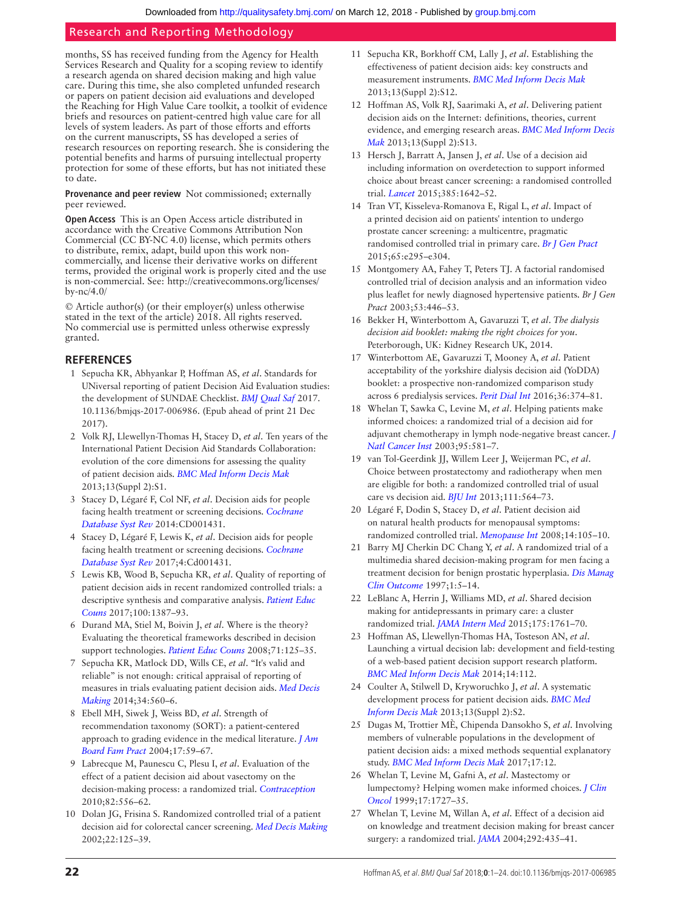months, SS has received funding from the Agency for Health Services Research and Quality for a scoping review to identify a research agenda on shared decision making and high value care. During this time, she also completed unfunded research or papers on patient decision aid evaluations and developed the Reaching for High Value Care toolkit, a toolkit of evidence briefs and resources on patient-centred high value care for all levels of system leaders. As part of those efforts and efforts on the current manuscripts, SS has developed a series of research resources on reporting research. She is considering the potential benefits and harms of pursuing intellectual property protection for some of these efforts, but has not initiated these to date.

**Provenance and peer review** Not commissioned; externally peer reviewed.

**Open Access** This is an Open Access article distributed in accordance with the Creative Commons Attribution Non Commercial (CC BY-NC 4.0) license, which permits others to distribute, remix, adapt, build upon this work non-commercially, and license their derivative works on different terms, provided the original work is properly cited and the use is non-commercial. See: http://creativecommons.org/licenses/by-nc/4.0/

© Article author(s) (or their employer(s) unless otherwise stated in the text of the article) 2018. All rights reserved. No commercial use is permitted unless otherwise expressly granted.

## REFERENCES

1. Sepucha KR, Abhyankar P, Hoffman AS, *et al*. Standards for UNiversal reporting of patient Decision Aid Evaluation studies: the development of SUNDAE Checklist. *BMJ Qual Saf* 2017. 10.1136/bmjqs-2017-006986. (Epub ahead of print 21 Dec 2017).
2. Volk RJ, Llewellyn-Thomas H, Stacey D, *et al*. Ten years of the International Patient Decision Aid Standards Collaboration: evolution of the core dimensions for assessing the quality of patient decision aids. *BMC Med Inform Decis Mak* 2013;13(Suppl 2):S1.
3. Stacey D, Légaré F, Col NF, *et al*. Decision aids for people facing health treatment or screening decisions. *Cochrane Database Syst Rev* 2014:CD001431.
4. Stacey D, Légaré F, Lewis K, *et al*. Decision aids for people facing health treatment or screening decisions. *Cochrane Database Syst Rev* 2017;4:Cd001431.
5. Lewis KB, Wood B, Sepucha KR, *et al*. Quality of reporting of patient decision aids in recent randomized controlled trials: a descriptive synthesis and comparative analysis. *Patient Educ Couns* 2017;100:1387–93.
6. Durand MA, Stiel M, Boivin J, *et al*. Where is the theory? Evaluating the theoretical frameworks described in decision support technologies. *Patient Educ Couns* 2008;71:125–35.
7. Sepucha KR, Matlock DD, Wills CE, *et al*. "It's valid and reliable" is not enough: critical appraisal of reporting of measures in trials evaluating patient decision aids. *Med Decis Making* 2014;34:560–6.
8. Ebell MH, Siwek J, Weiss BD, *et al*. Strength of recommendation taxonomy (SORT): a patient-centered approach to grading evidence in the medical literature. *J Am Board Fam Pract* 2004;17:59–67.
9. Labrecque M, Paunescu C, Plesu I, *et al*. Evaluation of the effect of a patient decision aid about vasectomy on the decision-making process: a randomized trial. *Contraception* 2010;82:556–62.
10. Dolan JG, Frisina S. Randomized controlled trial of a patient decision aid for colorectal cancer screening. *Med Decis Making* 2002;22:125–39.
11. Sepucha KR, Borkhoff CM, Lally J, *et al*. Establishing the effectiveness of patient decision aids: key constructs and measurement instruments. *BMC Med Inform Decis Mak* 2013;13(Suppl 2):S12.
12. Hoffman AS, Volk RJ, Saarimaki A, *et al*. Delivering patient decision aids on the Internet: definitions, theories, current evidence, and emerging research areas. *BMC Med Inform Decis Mak* 2013;13(Suppl 2):S13.
13. Hersch J, Barratt A, Jansen J, *et al*. Use of a decision aid including information on overdetection to support informed choice about breast cancer screening: a randomised controlled trial. *Lancet* 2015;385:1642–52.
14. Tran VT, Kisseleva-Romanova E, Rigal L, *et al*. Impact of a printed decision aid on patients' intention to undergo prostate cancer screening: a multicentre, pragmatic randomised controlled trial in primary care. *Br J Gen Pract* 2015;65:e295–e304.
15. Montgomery AA, Fahey T, Peters TJ. A factorial randomised controlled trial of decision analysis and an information video plus leaflet for newly diagnosed hypertensive patients. *Br J Gen Pract* 2003;53:446–53.
16. Bekker H, Winterbottom A, Gavaruzzi T, *et al*. *The dialysis decision aid booklet: making the right choices for you*. Peterborough, UK: Kidney Research UK, 2014.
17. Winterbottom AE, Gavaruzzi T, Mooney A, *et al*. Patient acceptability of the yorkshire dialysis decision aid (YoDDA) booklet: a prospective non-randomized comparison study across 6 predialysis services. *Perit Dial Int* 2016;36:374–81.
18. Whelan T, Sawka C, Levine M, *et al*. Helping patients make informed choices: a randomized trial of a decision aid for adjuvant chemotherapy in lymph node-negative breast cancer. *J Natl Cancer Inst* 2003;95:581–7.
19. van Tol-Geerdink JJ, Willem Leer J, Weijerman PC, *et al*. Choice between prostatectomy and radiotherapy when men are eligible for both: a randomized controlled trial of usual care vs decision aid. *BJU Int* 2013;111:564–73.
20. Légaré F, Dodin S, Stacey D, *et al*. Patient decision aid on natural health products for menopausal symptoms: randomized controlled trial. *Menopause Int* 2008;14:105–10.
21. Barry MJ Cherkin DC Chang Y, *et al*. A randomized trial of a multimedia shared decision-making program for men facing a treatment decision for benign prostatic hyperplasia. *Dis Manag Clin Outcome* 1997;1:5–14.
22. LeBlanc A, Herrin J, Williams MD, *et al*. Shared decision making for antidepressants in primary care: a cluster randomized trial. *JAMA Intern Med* 2015;175:1761–70.
23. Hoffman AS, Llewellyn-Thomas HA, Tosteson AN, *et al*. Launching a virtual decision lab: development and field-testing of a web-based patient decision support research platform. *BMC Med Inform Decis Mak* 2014;14:112.
24. Coulter A, Stilwell D, Kryworuchko J, *et al*. A systematic development process for patient decision aids. *BMC Med Inform Decis Mak* 2013;13(Suppl 2):S2.
25. Dugas M, Trottier MÈ, Chipenda Dansokho S, *et al*. Involving members of vulnerable populations in the development of patient decision aids: a mixed methods sequential explanatory study. *BMC Med Inform Decis Mak* 2017;17:12.
26. Whelan T, Levine M, Gafni A, *et al*. Mastectomy or lumpectomy? Helping women make informed choices. *J Clin Oncol* 1999;17:1727–35.
27. Whelan T, Levine M, Willan A, *et al*. Effect of a decision aid on knowledge and treatment decision making for breast cancer surgery: a randomized trial. *JAMA* 2004;292:435–41.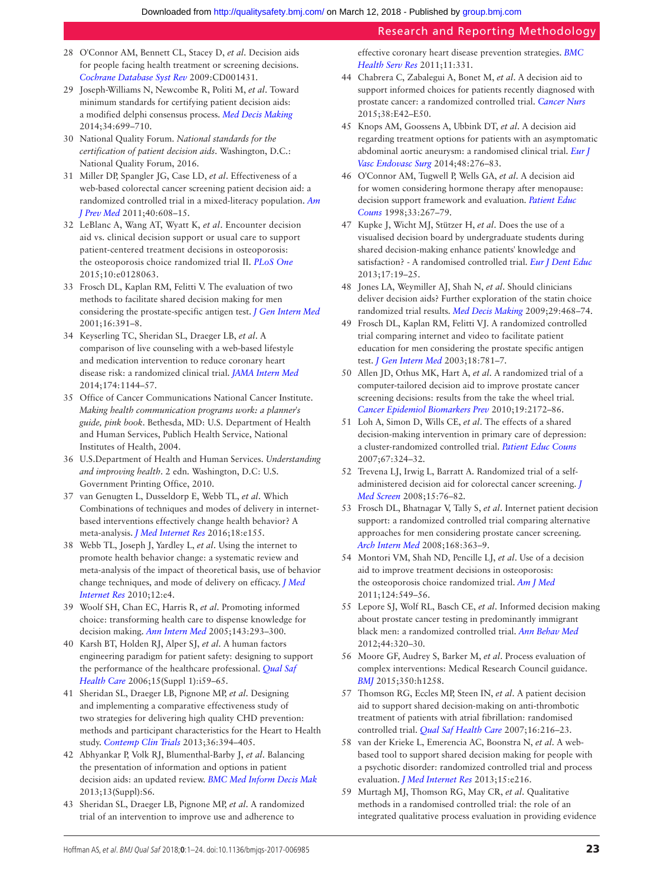28 O'Connor AM, Bennett CL, Stacey D, *et al*. Decision aids for people facing health treatment or screening decisions. *Cochrane Database Syst Rev* 2009:CD001431.

29 Joseph-Williams N, Newcombe R, Politi M, *et al*. Toward minimum standards for certifying patient decision aids: a modified delphi consensus process. *Med Decis Making* 2014;34:699–710.

30 National Quality Forum. *National standards for the certification of patient decision aids*. Washington, D.C.: National Quality Forum, 2016.

31 Miller DP, Spangler JG, Case LD, *et al*. Effectiveness of a web-based colorectal cancer screening patient decision aid: a randomized controlled trial in a mixed-literacy population. *Am J Prev Med* 2011;40:608–15.

32 LeBlanc A, Wang AT, Wyatt K, *et al*. Encounter decision aid vs. clinical decision support or usual care to support patient-centered treatment decisions in osteoporosis: the osteoporosis choice randomized trial II. *PLoS One* 2015;10:e0128063.

33 Frosch DL, Kaplan RM, Felitti V. The evaluation of two methods to facilitate shared decision making for men considering the prostate-specific antigen test. *J Gen Intern Med* 2001;16:391–8.

34 Keyserling TC, Sheridan SL, Draeger LB, *et al*. A comparison of live counseling with a web-based lifestyle and medication intervention to reduce coronary heart disease risk: a randomized clinical trial. *JAMA Intern Med* 2014;174:1144–57.

35 Office of Cancer Communications National Cancer Institute. *Making health communication programs work: a planner's guide, pink book*. Bethesda, MD: U.S. Department of Health and Human Services, Publich Health Service, National Institutes of Health, 2004.

36 U.S.Department of Health and Human Services. *Understanding and improving health*. 2 edn. Washington, D.C: U.S. Government Printing Office, 2010.

37 van Genugten L, Dusseldorp E, Webb TL, *et al*. Which Combinations of techniques and modes of delivery in internet-based interventions effectively change health behavior? A meta-analysis. *J Med Internet Res* 2016;18:e155.

38 Webb TL, Joseph J, Yardley L, *et al*. Using the internet to promote health behavior change: a systematic review and meta-analysis of the impact of theoretical basis, use of behavior change techniques, and mode of delivery on efficacy. *J Med Internet Res* 2010;12:e4.

39 Woolf SH, Chan EC, Harris R, *et al*. Promoting informed choice: transforming health care to dispense knowledge for decision making. *Ann Intern Med* 2005;143:293–300.

40 Karsh BT, Holden RJ, Alper SJ, *et al*. A human factors engineering paradigm for patient safety: designing to support the performance of the healthcare professional. *Qual Saf Health Care* 2006;15(Suppl 1):i59–65.

41 Sheridan SL, Draeger LB, Pignone MP, *et al*. Designing and implementing a comparative effectiveness study of two strategies for delivering high quality CHD prevention: methods and participant characteristics for the Heart to Health study. *Contemp Clin Trials* 2013;36:394–405.

42 Abhyankar P, Volk RJ, Blumenthal-Barby J, *et al*. Balancing the presentation of information and options in patient decision aids: an updated review. *BMC Med Inform Decis Mak* 2013;13(Suppl):S6.

43 Sheridan SL, Draeger LB, Pignone MP, *et al*. A randomized trial of an intervention to improve use and adherence to effective coronary heart disease prevention strategies. *BMC Health Serv Res* 2011;11:331.

44 Chabrera C, Zabalegui A, Bonet M, *et al*. A decision aid to support informed choices for patients recently diagnosed with prostate cancer: a randomized controlled trial. *Cancer Nurs* 2015;38:E42–E50.

45 Knops AM, Goossens A, Ubbink DT, *et al*. A decision aid regarding treatment options for patients with an asymptomatic abdominal aortic aneurysm: a randomised clinical trial. *Eur J Vasc Endovasc Surg* 2014;48:276–83.

46 O'Connor AM, Tugwell P, Wells GA, *et al*. A decision aid for women considering hormone therapy after menopause: decision support framework and evaluation. *Patient Educ Couns* 1998;33:267–79.

47 Kupke J, Wicht MJ, Stützer H, *et al*. Does the use of a visualised decision board by undergraduate students during shared decision-making enhance patients' knowledge and satisfaction? - A randomised controlled trial. *Eur J Dent Educ* 2013;17:19–25.

48 Jones LA, Weymiller AJ, Shah N, *et al*. Should clinicians deliver decision aids? Further exploration of the statin choice randomized trial results. *Med Decis Making* 2009;29:468–74.

49 Frosch DL, Kaplan RM, Felitti VJ. A randomized controlled trial comparing internet and video to facilitate patient education for men considering the prostate specific antigen test. *J Gen Intern Med* 2003;18:781–7.

50 Allen JD, Othus MK, Hart A, *et al*. A randomized trial of a computer-tailored decision aid to improve prostate cancer screening decisions: results from the take the wheel trial. *Cancer Epidemiol Biomarkers Prev* 2010;19:2172–86.

51 Loh A, Simon D, Wills CE, *et al*. The effects of a shared decision-making intervention in primary care of depression: a cluster-randomized controlled trial. *Patient Educ Couns* 2007;67:324–32.

52 Trevena LJ, Irwig L, Barratt A. Randomized trial of a self-administered decision aid for colorectal cancer screening. *J Med Screen* 2008;15:76–82.

53 Frosch DL, Bhatnagar V, Tally S, *et al*. Internet patient decision support: a randomized controlled trial comparing alternative approaches for men considering prostate cancer screening. *Arch Intern Med* 2008;168:363–9.

54 Montori VM, Shah ND, Pencille LJ, *et al*. Use of a decision aid to improve treatment decisions in osteoporosis: the osteoporosis choice randomized trial. *Am J Med* 2011;124:549–56.

55 Lepore SJ, Wolf RL, Basch CE, *et al*. Informed decision making about prostate cancer testing in predominantly immigrant black men: a randomized controlled trial. *Ann Behav Med* 2012;44:320–30.

56 Moore GF, Audrey S, Barker M, *et al*. Process evaluation of complex interventions: Medical Research Council guidance. *BMJ* 2015;350:h1258.

57 Thomson RG, Eccles MP, Steen IN, *et al*. A patient decision aid to support shared decision-making on anti-thrombotic treatment of patients with atrial fibrillation: randomised controlled trial. *Qual Saf Health Care* 2007;16:216–23.

58 van der Krieke L, Emerencia AC, Boonstra N, *et al*. A web-based tool to support shared decision making for people with a psychotic disorder: randomized controlled trial and process evaluation. *J Med Internet Res* 2013;15:e216.

59 Murtagh MJ, Thomson RG, May CR, *et al*. Qualitative methods in a randomised controlled trial: the role of an integrated qualitative process evaluation in providing evidence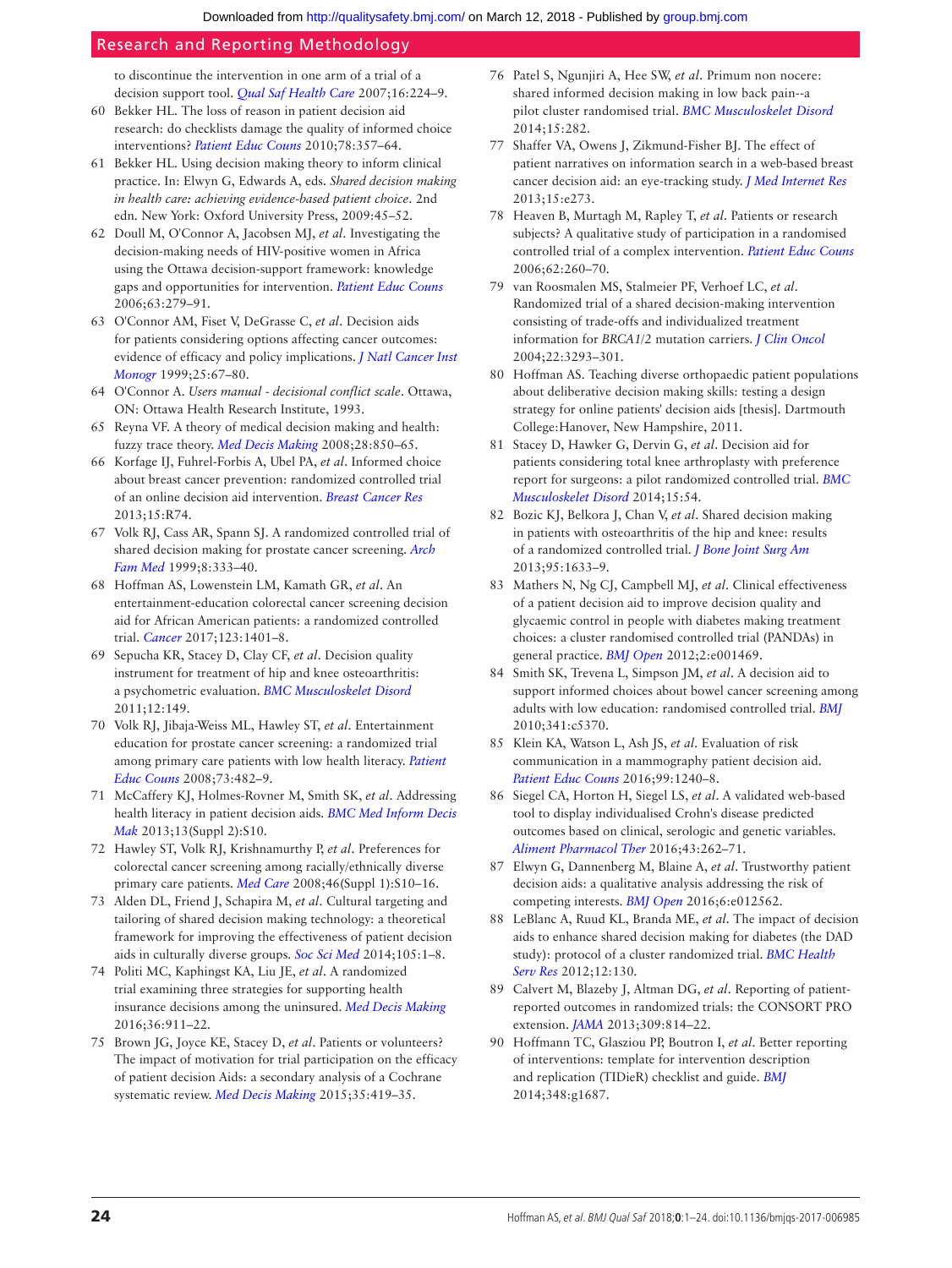to discontinue the intervention in one arm of a trial of a decision support tool. *Qual Saf Health Care* 2007;16:224–9.

60 Bekker HL. The loss of reason in patient decision aid research: do checklists damage the quality of informed choice interventions? *Patient Educ Couns* 2010;78:357–64.

61 Bekker HL. Using decision making theory to inform clinical practice. In: Elwyn G, Edwards A, eds. *Shared decision making in health care: achieving evidence-based patient choice*. 2nd edn. New York: Oxford University Press, 2009:45–52.

62 Doull M, O'Connor A, Jacobsen MJ, *et al*. Investigating the decision-making needs of HIV-positive women in Africa using the Ottawa decision-support framework: knowledge gaps and opportunities for intervention. *Patient Educ Couns* 2006;63:279–91.

63 O'Connor AM, Fiset V, DeGrasse C, *et al*. Decision aids for patients considering options affecting cancer outcomes: evidence of efficacy and policy implications. *J Natl Cancer Inst Monogr* 1999;25:67–80.

64 O'Connor A. *Users manual - decisional conflict scale*. Ottawa, ON: Ottawa Health Research Institute, 1993.

65 Reyna VF. A theory of medical decision making and health: fuzzy trace theory. *Med Decis Making* 2008;28:850–65.

66 Korfage IJ, Fuhrel-Forbis A, Ubel PA, *et al*. Informed choice about breast cancer prevention: randomized controlled trial of an online decision aid intervention. *Breast Cancer Res* 2013;15:R74.

67 Volk RJ, Cass AR, Spann SJ. A randomized controlled trial of shared decision making for prostate cancer screening. *Arch Fam Med* 1999;8:333–40.

68 Hoffman AS, Lowenstein LM, Kamath GR, *et al*. An entertainment-education colorectal cancer screening decision aid for African American patients: a randomized controlled trial. *Cancer* 2017;123:1401–8.

69 Sepucha KR, Stacey D, Clay CF, *et al*. Decision quality instrument for treatment of hip and knee osteoarthritis: a psychometric evaluation. *BMC Musculoskelet Disord* 2011;12:149.

70 Volk RJ, Jibaja-Weiss ML, Hawley ST, *et al*. Entertainment education for prostate cancer screening: a randomized trial among primary care patients with low health literacy. *Patient Educ Couns* 2008;73:482–9.

71 McCaffery KJ, Holmes-Rovner M, Smith SK, *et al*. Addressing health literacy in patient decision aids. *BMC Med Inform Decis Mak* 2013;13(Suppl 2):S10.

72 Hawley ST, Volk RJ, Krishnamurthy P, *et al*. Preferences for colorectal cancer screening among racially/ethnically diverse primary care patients. *Med Care* 2008;46(Suppl 1):S10–16.

73 Alden DL, Friend J, Schapira M, *et al*. Cultural targeting and tailoring of shared decision making technology: a theoretical framework for improving the effectiveness of patient decision aids in culturally diverse groups. *Soc Sci Med* 2014;105:1–8.

74 Politi MC, Kaphingst KA, Liu JE, *et al*. A randomized trial examining three strategies for supporting health insurance decisions among the uninsured. *Med Decis Making* 2016;36:911–22.

75 Brown JG, Joyce KE, Stacey D, *et al*. Patients or volunteers? The impact of motivation for trial participation on the efficacy of patient decision Aids: a secondary analysis of a Cochrane systematic review. *Med Decis Making* 2015;35:419–35.

76 Patel S, Ngunjiri A, Hee SW, *et al*. Primum non nocere: shared informed decision making in low back pain--a pilot cluster randomised trial. *BMC Musculoskelet Disord* 2014;15:282.

77 Shaffer VA, Owens J, Zikmund-Fisher BJ. The effect of patient narratives on information search in a web-based breast cancer decision aid: an eye-tracking study. *J Med Internet Res* 2013;15:e273.

78 Heaven B, Murtagh M, Rapley T, *et al*. Patients or research subjects? A qualitative study of participation in a randomised controlled trial of a complex intervention. *Patient Educ Couns* 2006;62:260–70.

79 van Roosmalen MS, Stalmeier PF, Verhoef LC, *et al*. Randomized trial of a shared decision-making intervention consisting of trade-offs and individualized treatment information for *BRCA1/2* mutation carriers. *J Clin Oncol* 2004;22:3293–301.

80 Hoffman AS. Teaching diverse orthopaedic patient populations about deliberative decision making skills: testing a design strategy for online patients' decision aids [thesis]. Dartmouth College:Hanover, New Hampshire, 2011.

81 Stacey D, Hawker G, Dervin G, *et al*. Decision aid for patients considering total knee arthroplasty with preference report for surgeons: a pilot randomized controlled trial. *BMC Musculoskelet Disord* 2014;15:54.

82 Bozic KJ, Belkora J, Chan V, *et al*. Shared decision making in patients with osteoarthritis of the hip and knee: results of a randomized controlled trial. *J Bone Joint Surg Am* 2013;95:1633–9.

83 Mathers N, Ng CJ, Campbell MJ, *et al*. Clinical effectiveness of a patient decision aid to improve decision quality and glycaemic control in people with diabetes making treatment choices: a cluster randomised controlled trial (PANDAs) in general practice. *BMJ Open* 2012;2:e001469.

84 Smith SK, Trevena L, Simpson JM, *et al*. A decision aid to support informed choices about bowel cancer screening among adults with low education: randomised controlled trial. *BMJ* 2010;341:c5370.

85 Klein KA, Watson L, Ash JS, *et al*. Evaluation of risk communication in a mammography patient decision aid. *Patient Educ Couns* 2016;99:1240–8.

86 Siegel CA, Horton H, Siegel LS, *et al*. A validated web-based tool to display individualised Crohn's disease predicted outcomes based on clinical, serologic and genetic variables. *Aliment Pharmacol Ther* 2016;43:262–71.

87 Elwyn G, Dannenberg M, Blaine A, *et al*. Trustworthy patient decision aids: a qualitative analysis addressing the risk of competing interests. *BMJ Open* 2016;6:e012562.

88 LeBlanc A, Ruud KL, Branda ME, *et al*. The impact of decision aids to enhance shared decision making for diabetes (the DAD study): protocol of a cluster randomized trial. *BMC Health Serv Res* 2012;12:130.

89 Calvert M, Blazeby J, Altman DG, *et al*. Reporting of patient-reported outcomes in randomized trials: the CONSORT PRO extension. *JAMA* 2013;309:814–22.

90 Hoffmann TC, Glasziou PP, Boutron I, *et al*. Better reporting of interventions: template for intervention description and replication (TIDieR) checklist and guide. *BMJ* 2014;348:g1687.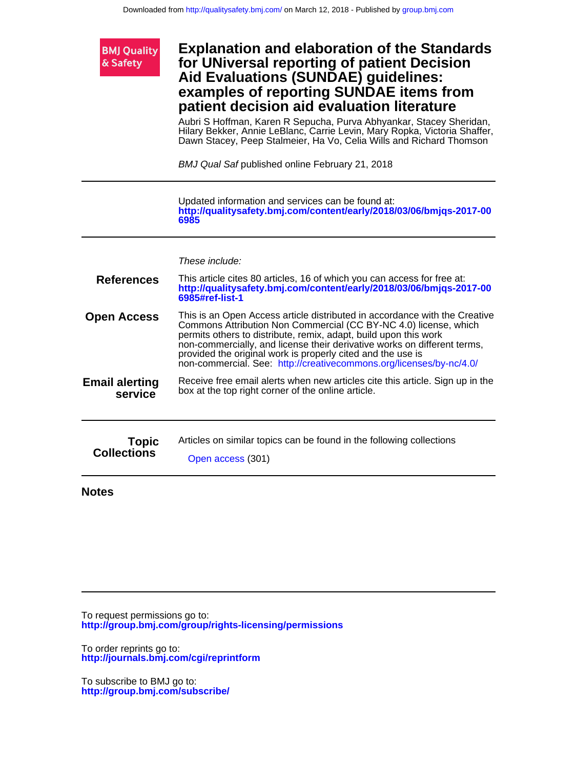Downloaded from http://qualitysafety.bmj.com/ on March 12, 2018 - Published by group.bmj.com

BMJ Quality & Safety

# Explanation and elaboration of the Standards for UNiversal reporting of patient Decision Aid Evaluations (SUNDAE) guidelines: examples of reporting SUNDAE items from patient decision aid evaluation literature

Aubri S Hoffman, Karen R Sepucha, Purva Abhyankar, Stacey Sheridan, Hilary Bekker, Annie LeBlanc, Carrie Levin, Mary Ropka, Victoria Shaffer, Dawn Stacey, Peep Stalmeier, Ha Vo, Celia Wills and Richard Thomson

*BMJ Qual Saf* published online February 21, 2018

Updated information and services can be found at:
**http://qualitysafety.bmj.com/content/early/2018/03/06/bmjqs-2017-006985**

*These include:*

**References** — This article cites 80 articles, 16 of which you can access for free at: **http://qualitysafety.bmj.com/content/early/2018/03/06/bmjqs-2017-006985#ref-list-1**

**Open Access** — This is an Open Access article distributed in accordance with the Creative Commons Attribution Non Commercial (CC BY-NC 4.0) license, which permits others to distribute, remix, adapt, build upon this work non-commercially, and license their derivative works on different terms, provided the original work is properly cited and the use is non-commercial. See: http://creativecommons.org/licenses/by-nc/4.0/

**Email alerting service** — Receive free email alerts when new articles cite this article. Sign up in the box at the top right corner of the online article.

**Topic Collections** — Articles on similar topics can be found in the following collections

Open access (301)

## Notes

To request permissions go to:
**http://group.bmj.com/group/rights-licensing/permissions**

To order reprints go to:
**http://journals.bmj.com/cgi/reprintform**

To subscribe to BMJ go to:
**http://group.bmj.com/subscribe/**